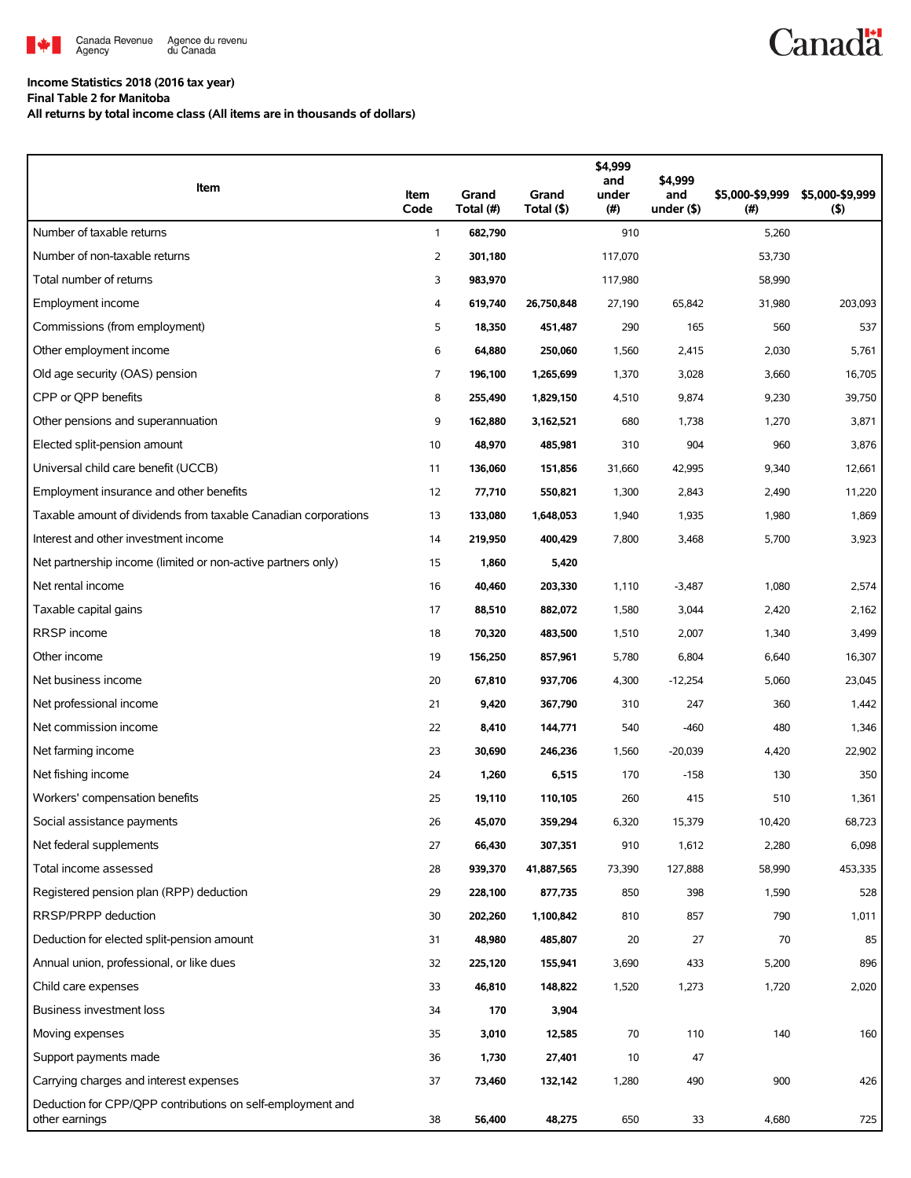Canada Revenue Agency / Agence du revenu du Canada

Canada

**Income Statistics 2018 (2016 tax year)**
**Final Table 2 for Manitoba**
**All returns by total income class (All items are in thousands of dollars)**

| Item | Item Code | Grand Total (#) | Grand Total ($) | $4,999 and under (#) | $4,999 and under ($) | $5,000-$9,999 (#) | $5,000-$9,999 ($) |
|---|---|---|---|---|---|---|---|
| Number of taxable returns | 1 | 682,790 | | 910 | | 5,260 | |
| Number of non-taxable returns | 2 | 301,180 | | 117,070 | | 53,730 | |
| Total number of returns | 3 | 983,970 | | 117,980 | | 58,990 | |
| Employment income | 4 | 619,740 | 26,750,848 | 27,190 | 65,842 | 31,980 | 203,093 |
| Commissions (from employment) | 5 | 18,350 | 451,487 | 290 | 165 | 560 | 537 |
| Other employment income | 6 | 64,880 | 250,060 | 1,560 | 2,415 | 2,030 | 5,761 |
| Old age security (OAS) pension | 7 | 196,100 | 1,265,699 | 1,370 | 3,028 | 3,660 | 16,705 |
| CPP or QPP benefits | 8 | 255,490 | 1,829,150 | 4,510 | 9,874 | 9,230 | 39,750 |
| Other pensions and superannuation | 9 | 162,880 | 3,162,521 | 680 | 1,738 | 1,270 | 3,871 |
| Elected split-pension amount | 10 | 48,970 | 485,981 | 310 | 904 | 960 | 3,876 |
| Universal child care benefit (UCCB) | 11 | 136,060 | 151,856 | 31,660 | 42,995 | 9,340 | 12,661 |
| Employment insurance and other benefits | 12 | 77,710 | 550,821 | 1,300 | 2,843 | 2,490 | 11,220 |
| Taxable amount of dividends from taxable Canadian corporations | 13 | 133,080 | 1,648,053 | 1,940 | 1,935 | 1,980 | 1,869 |
| Interest and other investment income | 14 | 219,950 | 400,429 | 7,800 | 3,468 | 5,700 | 3,923 |
| Net partnership income (limited or non-active partners only) | 15 | 1,860 | 5,420 | | | | |
| Net rental income | 16 | 40,460 | 203,330 | 1,110 | -3,487 | 1,080 | 2,574 |
| Taxable capital gains | 17 | 88,510 | 882,072 | 1,580 | 3,044 | 2,420 | 2,162 |
| RRSP income | 18 | 70,320 | 483,500 | 1,510 | 2,007 | 1,340 | 3,499 |
| Other income | 19 | 156,250 | 857,961 | 5,780 | 6,804 | 6,640 | 16,307 |
| Net business income | 20 | 67,810 | 937,706 | 4,300 | -12,254 | 5,060 | 23,045 |
| Net professional income | 21 | 9,420 | 367,790 | 310 | 247 | 360 | 1,442 |
| Net commission income | 22 | 8,410 | 144,771 | 540 | -460 | 480 | 1,346 |
| Net farming income | 23 | 30,690 | 246,236 | 1,560 | -20,039 | 4,420 | 22,902 |
| Net fishing income | 24 | 1,260 | 6,515 | 170 | -158 | 130 | 350 |
| Workers' compensation benefits | 25 | 19,110 | 110,105 | 260 | 415 | 510 | 1,361 |
| Social assistance payments | 26 | 45,070 | 359,294 | 6,320 | 15,379 | 10,420 | 68,723 |
| Net federal supplements | 27 | 66,430 | 307,351 | 910 | 1,612 | 2,280 | 6,098 |
| Total income assessed | 28 | 939,370 | 41,887,565 | 73,390 | 127,888 | 58,990 | 453,335 |
| Registered pension plan (RPP) deduction | 29 | 228,100 | 877,735 | 850 | 398 | 1,590 | 528 |
| RRSP/PRPP deduction | 30 | 202,260 | 1,100,842 | 810 | 857 | 790 | 1,011 |
| Deduction for elected split-pension amount | 31 | 48,980 | 485,807 | 20 | 27 | 70 | 85 |
| Annual union, professional, or like dues | 32 | 225,120 | 155,941 | 3,690 | 433 | 5,200 | 896 |
| Child care expenses | 33 | 46,810 | 148,822 | 1,520 | 1,273 | 1,720 | 2,020 |
| Business investment loss | 34 | 170 | 3,904 | | | | |
| Moving expenses | 35 | 3,010 | 12,585 | 70 | 110 | 140 | 160 |
| Support payments made | 36 | 1,730 | 27,401 | 10 | 47 | | |
| Carrying charges and interest expenses | 37 | 73,460 | 132,142 | 1,280 | 490 | 900 | 426 |
| Deduction for CPP/QPP contributions on self-employment and other earnings | 38 | 56,400 | 48,275 | 650 | 33 | 4,680 | 725 |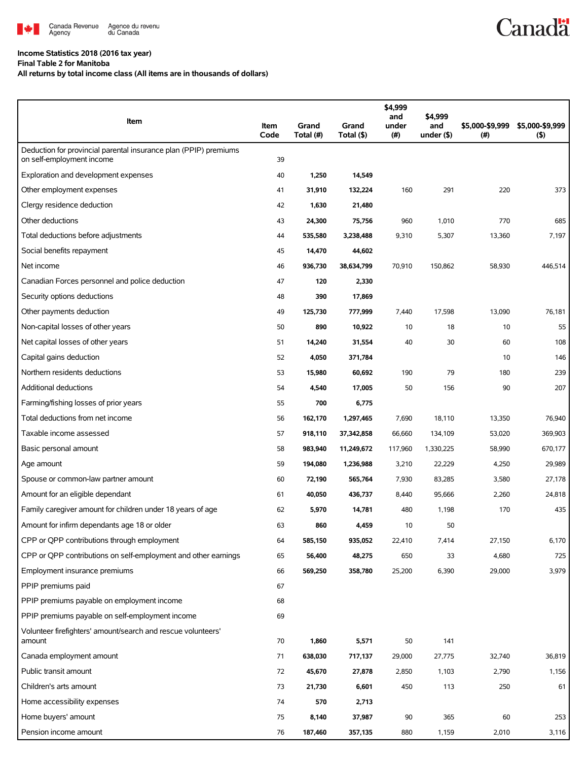Income Statistics 2018 (2016 tax year)

Final Table 2 for Manitoba

All returns by total income class (All items are in thousands of dollars)

| Item | Item Code | Grand Total (#) | Grand Total ($) | $4,999 and under (#) | $4,999 and under ($) | $5,000-$9,999 (#) | $5,000-$9,999 ($) |
|---|---|---|---|---|---|---|---|
| Deduction for provincial parental insurance plan (PPIP) premiums on self-employment income | 39 | | | | | | |
| Exploration and development expenses | 40 | **1,250** | **14,549** | | | | |
| Other employment expenses | 41 | **31,910** | **132,224** | 160 | 291 | 220 | 373 |
| Clergy residence deduction | 42 | **1,630** | **21,480** | | | | |
| Other deductions | 43 | **24,300** | **75,756** | 960 | 1,010 | 770 | 685 |
| Total deductions before adjustments | 44 | **535,580** | **3,238,488** | 9,310 | 5,307 | 13,360 | 7,197 |
| Social benefits repayment | 45 | **14,470** | **44,602** | | | | |
| Net income | 46 | **936,730** | **38,634,799** | 70,910 | 150,862 | 58,930 | 446,514 |
| Canadian Forces personnel and police deduction | 47 | **120** | **2,330** | | | | |
| Security options deductions | 48 | **390** | **17,869** | | | | |
| Other payments deduction | 49 | **125,730** | **777,999** | 7,440 | 17,598 | 13,090 | 76,181 |
| Non-capital losses of other years | 50 | **890** | **10,922** | 10 | 18 | 10 | 55 |
| Net capital losses of other years | 51 | **14,240** | **31,554** | 40 | 30 | 60 | 108 |
| Capital gains deduction | 52 | **4,050** | **371,784** | | | 10 | 146 |
| Northern residents deductions | 53 | **15,980** | **60,692** | 190 | 79 | 180 | 239 |
| Additional deductions | 54 | **4,540** | **17,005** | 50 | 156 | 90 | 207 |
| Farming/fishing losses of prior years | 55 | **700** | **6,775** | | | | |
| Total deductions from net income | 56 | **162,170** | **1,297,465** | 7,690 | 18,110 | 13,350 | 76,940 |
| Taxable income assessed | 57 | **918,110** | **37,342,858** | 66,660 | 134,109 | 53,020 | 369,903 |
| Basic personal amount | 58 | **983,940** | **11,249,672** | 117,960 | 1,330,225 | 58,990 | 670,177 |
| Age amount | 59 | **194,080** | **1,236,988** | 3,210 | 22,229 | 4,250 | 29,989 |
| Spouse or common-law partner amount | 60 | **72,190** | **565,764** | 7,930 | 83,285 | 3,580 | 27,178 |
| Amount for an eligible dependant | 61 | **40,050** | **436,737** | 8,440 | 95,666 | 2,260 | 24,818 |
| Family caregiver amount for children under 18 years of age | 62 | **5,970** | **14,781** | 480 | 1,198 | 170 | 435 |
| Amount for infirm dependants age 18 or older | 63 | **860** | **4,459** | 10 | 50 | | |
| CPP or QPP contributions through employment | 64 | **585,150** | **935,052** | 22,410 | 7,414 | 27,150 | 6,170 |
| CPP or QPP contributions on self-employment and other earnings | 65 | **56,400** | **48,275** | 650 | 33 | 4,680 | 725 |
| Employment insurance premiums | 66 | **569,250** | **358,780** | 25,200 | 6,390 | 29,000 | 3,979 |
| PPIP premiums paid | 67 | | | | | | |
| PPIP premiums payable on employment income | 68 | | | | | | |
| PPIP premiums payable on self-employment income | 69 | | | | | | |
| Volunteer firefighters' amount/search and rescue volunteers' amount | 70 | **1,860** | **5,571** | 50 | 141 | | |
| Canada employment amount | 71 | **638,030** | **717,137** | 29,000 | 27,775 | 32,740 | 36,819 |
| Public transit amount | 72 | **45,670** | **27,878** | 2,850 | 1,103 | 2,790 | 1,156 |
| Children's arts amount | 73 | **21,730** | **6,601** | 450 | 113 | 250 | 61 |
| Home accessibility expenses | 74 | **570** | **2,713** | | | | |
| Home buyers' amount | 75 | **8,140** | **37,987** | 90 | 365 | 60 | 253 |
| Pension income amount | 76 | **187,460** | **357,135** | 880 | 1,159 | 2,010 | 3,116 |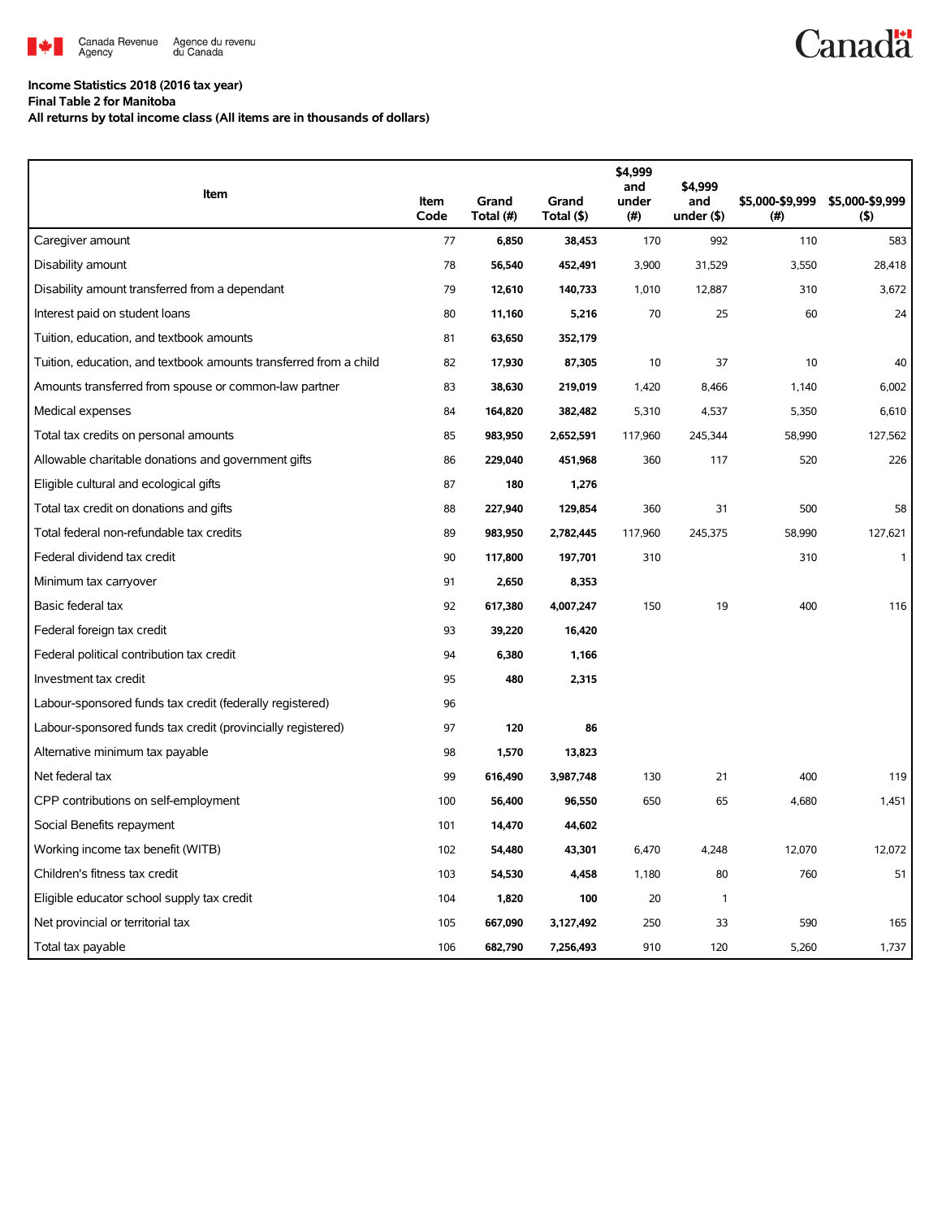**Income Statistics 2018 (2016 tax year)**
**Final Table 2 for Manitoba**
**All returns by total income class (All items are in thousands of dollars)**

| Item | Item Code | Grand Total (#) | Grand Total ($) | $4,999 and under (#) | $4,999 and under ($) | $5,000-$9,999 (#) | $5,000-$9,999 ($) |
|---|---|---|---|---|---|---|---|
| Caregiver amount | 77 | 6,850 | 38,453 | 170 | 992 | 110 | 583 |
| Disability amount | 78 | 56,540 | 452,491 | 3,900 | 31,529 | 3,550 | 28,418 |
| Disability amount transferred from a dependant | 79 | 12,610 | 140,733 | 1,010 | 12,887 | 310 | 3,672 |
| Interest paid on student loans | 80 | 11,160 | 5,216 | 70 | 25 | 60 | 24 |
| Tuition, education, and textbook amounts | 81 | 63,650 | 352,179 | | | | |
| Tuition, education, and textbook amounts transferred from a child | 82 | 17,930 | 87,305 | 10 | 37 | 10 | 40 |
| Amounts transferred from spouse or common-law partner | 83 | 38,630 | 219,019 | 1,420 | 8,466 | 1,140 | 6,002 |
| Medical expenses | 84 | 164,820 | 382,482 | 5,310 | 4,537 | 5,350 | 6,610 |
| Total tax credits on personal amounts | 85 | 983,950 | 2,652,591 | 117,960 | 245,344 | 58,990 | 127,562 |
| Allowable charitable donations and government gifts | 86 | 229,040 | 451,968 | 360 | 117 | 520 | 226 |
| Eligible cultural and ecological gifts | 87 | 180 | 1,276 | | | | |
| Total tax credit on donations and gifts | 88 | 227,940 | 129,854 | 360 | 31 | 500 | 58 |
| Total federal non-refundable tax credits | 89 | 983,950 | 2,782,445 | 117,960 | 245,375 | 58,990 | 127,621 |
| Federal dividend tax credit | 90 | 117,800 | 197,701 | 310 | | 310 | 1 |
| Minimum tax carryover | 91 | 2,650 | 8,353 | | | | |
| Basic federal tax | 92 | 617,380 | 4,007,247 | 150 | 19 | 400 | 116 |
| Federal foreign tax credit | 93 | 39,220 | 16,420 | | | | |
| Federal political contribution tax credit | 94 | 6,380 | 1,166 | | | | |
| Investment tax credit | 95 | 480 | 2,315 | | | | |
| Labour-sponsored funds tax credit (federally registered) | 96 | | | | | | |
| Labour-sponsored funds tax credit (provincially registered) | 97 | 120 | 86 | | | | |
| Alternative minimum tax payable | 98 | 1,570 | 13,823 | | | | |
| Net federal tax | 99 | 616,490 | 3,987,748 | 130 | 21 | 400 | 119 |
| CPP contributions on self-employment | 100 | 56,400 | 96,550 | 650 | 65 | 4,680 | 1,451 |
| Social Benefits repayment | 101 | 14,470 | 44,602 | | | | |
| Working income tax benefit (WITB) | 102 | 54,480 | 43,301 | 6,470 | 4,248 | 12,070 | 12,072 |
| Children's fitness tax credit | 103 | 54,530 | 4,458 | 1,180 | 80 | 760 | 51 |
| Eligible educator school supply tax credit | 104 | 1,820 | 100 | 20 | 1 | | |
| Net provincial or territorial tax | 105 | 667,090 | 3,127,492 | 250 | 33 | 590 | 165 |
| Total tax payable | 106 | 682,790 | 7,256,493 | 910 | 120 | 5,260 | 1,737 |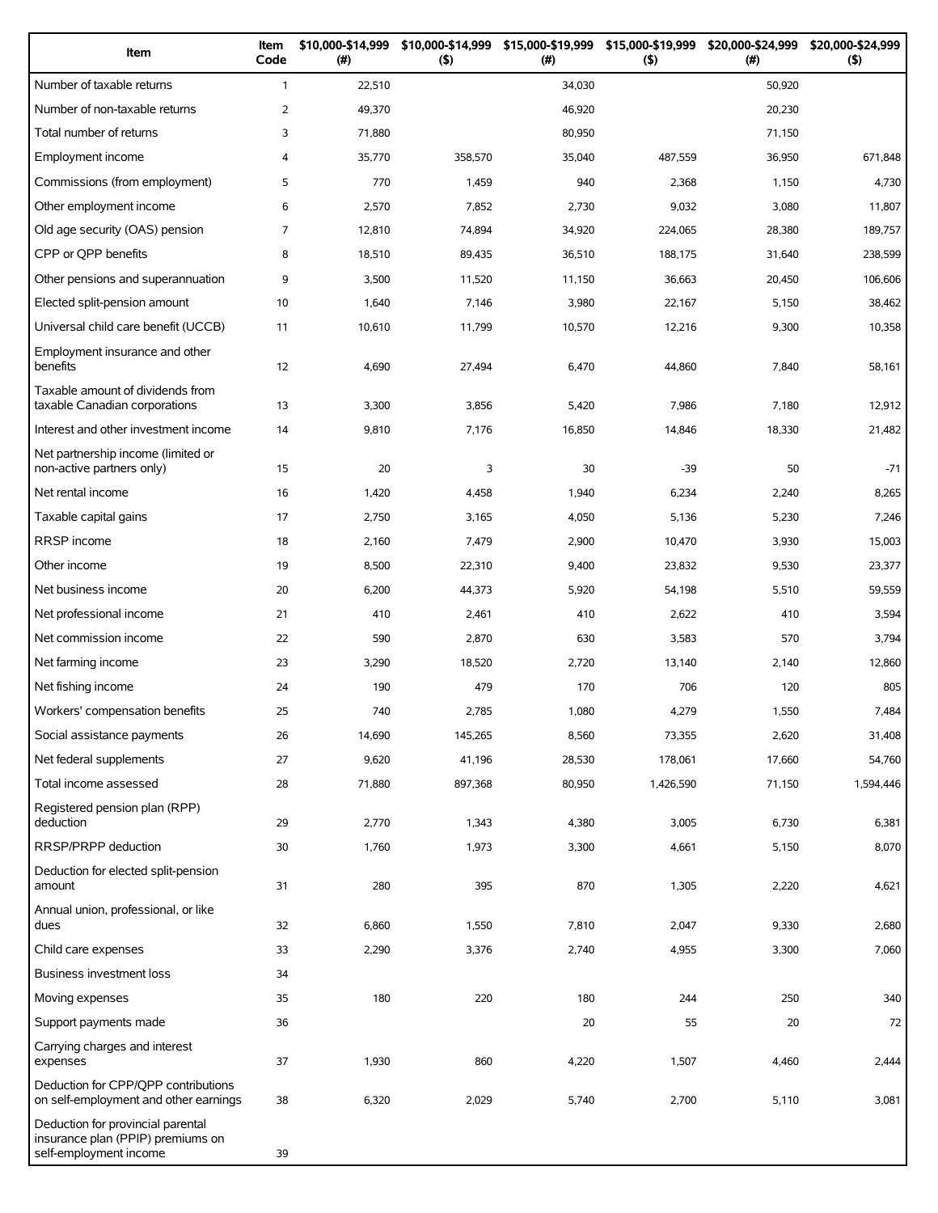| Item | Item Code | $10,000-$14,999 (#) | $10,000-$14,999 ($) | $15,000-$19,999 (#) | $15,000-$19,999 ($) | $20,000-$24,999 (#) | $20,000-$24,999 ($) |
|---|---|---|---|---|---|---|---|
| Number of taxable returns | 1 | 22,510 | | 34,030 | | 50,920 | |
| Number of non-taxable returns | 2 | 49,370 | | 46,920 | | 20,230 | |
| Total number of returns | 3 | 71,880 | | 80,950 | | 71,150 | |
| Employment income | 4 | 35,770 | 358,570 | 35,040 | 487,559 | 36,950 | 671,848 |
| Commissions (from employment) | 5 | 770 | 1,459 | 940 | 2,368 | 1,150 | 4,730 |
| Other employment income | 6 | 2,570 | 7,852 | 2,730 | 9,032 | 3,080 | 11,807 |
| Old age security (OAS) pension | 7 | 12,810 | 74,894 | 34,920 | 224,065 | 28,380 | 189,757 |
| CPP or QPP benefits | 8 | 18,510 | 89,435 | 36,510 | 188,175 | 31,640 | 238,599 |
| Other pensions and superannuation | 9 | 3,500 | 11,520 | 11,150 | 36,663 | 20,450 | 106,606 |
| Elected split-pension amount | 10 | 1,640 | 7,146 | 3,980 | 22,167 | 5,150 | 38,462 |
| Universal child care benefit (UCCB) | 11 | 10,610 | 11,799 | 10,570 | 12,216 | 9,300 | 10,358 |
| Employment insurance and other benefits | 12 | 4,690 | 27,494 | 6,470 | 44,860 | 7,840 | 58,161 |
| Taxable amount of dividends from taxable Canadian corporations | 13 | 3,300 | 3,856 | 5,420 | 7,986 | 7,180 | 12,912 |
| Interest and other investment income | 14 | 9,810 | 7,176 | 16,850 | 14,846 | 18,330 | 21,482 |
| Net partnership income (limited or non-active partners only) | 15 | 20 | 3 | 30 | -39 | 50 | -71 |
| Net rental income | 16 | 1,420 | 4,458 | 1,940 | 6,234 | 2,240 | 8,265 |
| Taxable capital gains | 17 | 2,750 | 3,165 | 4,050 | 5,136 | 5,230 | 7,246 |
| RRSP income | 18 | 2,160 | 7,479 | 2,900 | 10,470 | 3,930 | 15,003 |
| Other income | 19 | 8,500 | 22,310 | 9,400 | 23,832 | 9,530 | 23,377 |
| Net business income | 20 | 6,200 | 44,373 | 5,920 | 54,198 | 5,510 | 59,559 |
| Net professional income | 21 | 410 | 2,461 | 410 | 2,622 | 410 | 3,594 |
| Net commission income | 22 | 590 | 2,870 | 630 | 3,583 | 570 | 3,794 |
| Net farming income | 23 | 3,290 | 18,520 | 2,720 | 13,140 | 2,140 | 12,860 |
| Net fishing income | 24 | 190 | 479 | 170 | 706 | 120 | 805 |
| Workers' compensation benefits | 25 | 740 | 2,785 | 1,080 | 4,279 | 1,550 | 7,484 |
| Social assistance payments | 26 | 14,690 | 145,265 | 8,560 | 73,355 | 2,620 | 31,408 |
| Net federal supplements | 27 | 9,620 | 41,196 | 28,530 | 178,061 | 17,660 | 54,760 |
| Total income assessed | 28 | 71,880 | 897,368 | 80,950 | 1,426,590 | 71,150 | 1,594,446 |
| Registered pension plan (RPP) deduction | 29 | 2,770 | 1,343 | 4,380 | 3,005 | 6,730 | 6,381 |
| RRSP/PRPP deduction | 30 | 1,760 | 1,973 | 3,300 | 4,661 | 5,150 | 8,070 |
| Deduction for elected split-pension amount | 31 | 280 | 395 | 870 | 1,305 | 2,220 | 4,621 |
| Annual union, professional, or like dues | 32 | 6,860 | 1,550 | 7,810 | 2,047 | 9,330 | 2,680 |
| Child care expenses | 33 | 2,290 | 3,376 | 2,740 | 4,955 | 3,300 | 7,060 |
| Business investment loss | 34 | | | | | | |
| Moving expenses | 35 | 180 | 220 | 180 | 244 | 250 | 340 |
| Support payments made | 36 | | | 20 | 55 | 20 | 72 |
| Carrying charges and interest expenses | 37 | 1,930 | 860 | 4,220 | 1,507 | 4,460 | 2,444 |
| Deduction for CPP/QPP contributions on self-employment and other earnings | 38 | 6,320 | 2,029 | 5,740 | 2,700 | 5,110 | 3,081 |
| Deduction for provincial parental insurance plan (PPIP) premiums on self-employment income | 39 | | | | | | |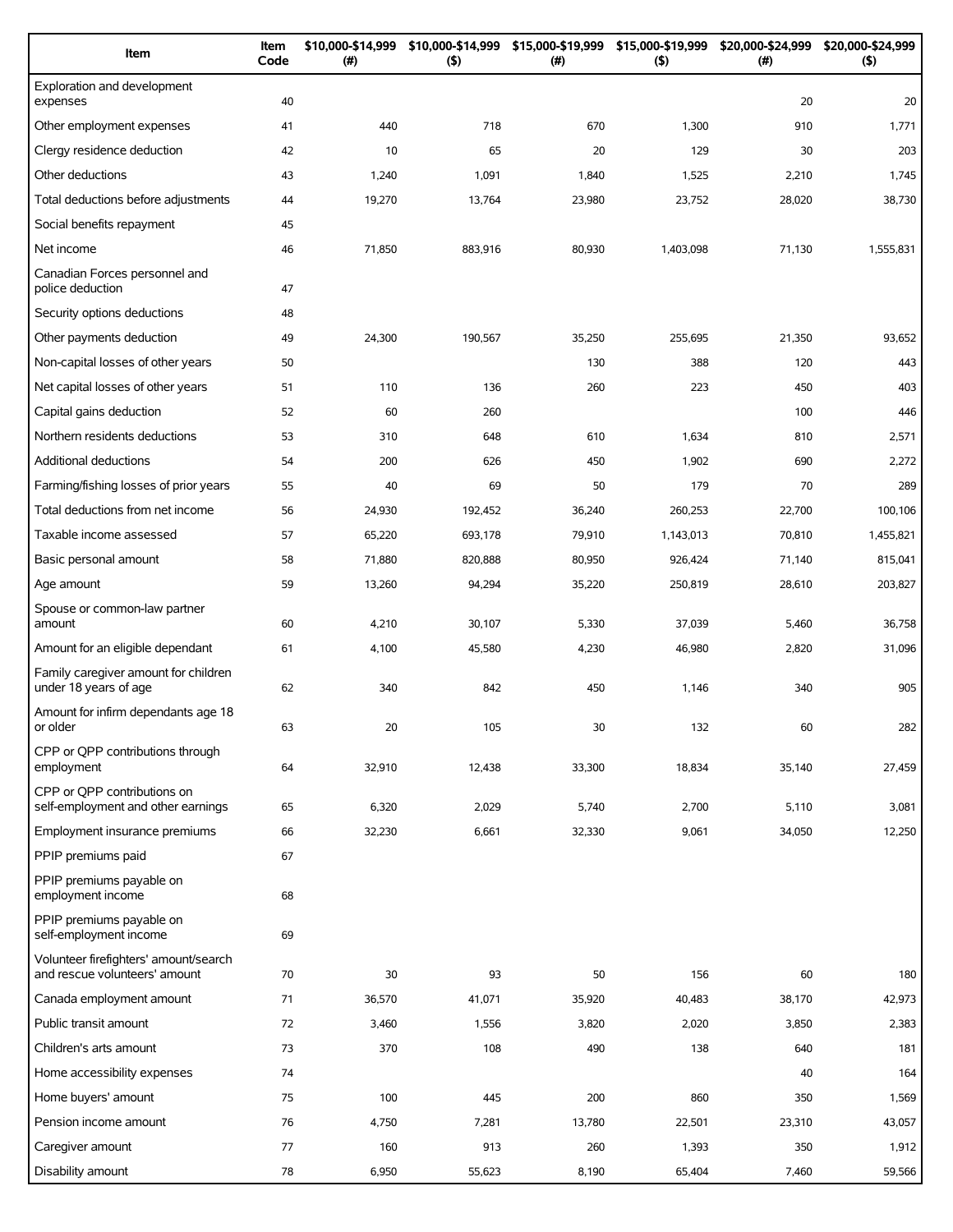| Item | Item Code | $10,000-$14,999 (#) | $10,000-$14,999 ($) | $15,000-$19,999 (#) | $15,000-$19,999 ($) | $20,000-$24,999 (#) | $20,000-$24,999 ($) |
|---|---|---|---|---|---|---|---|
| Exploration and development expenses | 40 | | | | | 20 | 20 |
| Other employment expenses | 41 | 440 | 718 | 670 | 1,300 | 910 | 1,771 |
| Clergy residence deduction | 42 | 10 | 65 | 20 | 129 | 30 | 203 |
| Other deductions | 43 | 1,240 | 1,091 | 1,840 | 1,525 | 2,210 | 1,745 |
| Total deductions before adjustments | 44 | 19,270 | 13,764 | 23,980 | 23,752 | 28,020 | 38,730 |
| Social benefits repayment | 45 | | | | | | |
| Net income | 46 | 71,850 | 883,916 | 80,930 | 1,403,098 | 71,130 | 1,555,831 |
| Canadian Forces personnel and police deduction | 47 | | | | | | |
| Security options deductions | 48 | | | | | | |
| Other payments deduction | 49 | 24,300 | 190,567 | 35,250 | 255,695 | 21,350 | 93,652 |
| Non-capital losses of other years | 50 | | | 130 | 388 | 120 | 443 |
| Net capital losses of other years | 51 | 110 | 136 | 260 | 223 | 450 | 403 |
| Capital gains deduction | 52 | 60 | 260 | | | 100 | 446 |
| Northern residents deductions | 53 | 310 | 648 | 610 | 1,634 | 810 | 2,571 |
| Additional deductions | 54 | 200 | 626 | 450 | 1,902 | 690 | 2,272 |
| Farming/fishing losses of prior years | 55 | 40 | 69 | 50 | 179 | 70 | 289 |
| Total deductions from net income | 56 | 24,930 | 192,452 | 36,240 | 260,253 | 22,700 | 100,106 |
| Taxable income assessed | 57 | 65,220 | 693,178 | 79,910 | 1,143,013 | 70,810 | 1,455,821 |
| Basic personal amount | 58 | 71,880 | 820,888 | 80,950 | 926,424 | 71,140 | 815,041 |
| Age amount | 59 | 13,260 | 94,294 | 35,220 | 250,819 | 28,610 | 203,827 |
| Spouse or common-law partner amount | 60 | 4,210 | 30,107 | 5,330 | 37,039 | 5,460 | 36,758 |
| Amount for an eligible dependant | 61 | 4,100 | 45,580 | 4,230 | 46,980 | 2,820 | 31,096 |
| Family caregiver amount for children under 18 years of age | 62 | 340 | 842 | 450 | 1,146 | 340 | 905 |
| Amount for infirm dependants age 18 or older | 63 | 20 | 105 | 30 | 132 | 60 | 282 |
| CPP or QPP contributions through employment | 64 | 32,910 | 12,438 | 33,300 | 18,834 | 35,140 | 27,459 |
| CPP or QPP contributions on self-employment and other earnings | 65 | 6,320 | 2,029 | 5,740 | 2,700 | 5,110 | 3,081 |
| Employment insurance premiums | 66 | 32,230 | 6,661 | 32,330 | 9,061 | 34,050 | 12,250 |
| PPIP premiums paid | 67 | | | | | | |
| PPIP premiums payable on employment income | 68 | | | | | | |
| PPIP premiums payable on self-employment income | 69 | | | | | | |
| Volunteer firefighters' amount/search and rescue volunteers' amount | 70 | 30 | 93 | 50 | 156 | 60 | 180 |
| Canada employment amount | 71 | 36,570 | 41,071 | 35,920 | 40,483 | 38,170 | 42,973 |
| Public transit amount | 72 | 3,460 | 1,556 | 3,820 | 2,020 | 3,850 | 2,383 |
| Children's arts amount | 73 | 370 | 108 | 490 | 138 | 640 | 181 |
| Home accessibility expenses | 74 | | | | | 40 | 164 |
| Home buyers' amount | 75 | 100 | 445 | 200 | 860 | 350 | 1,569 |
| Pension income amount | 76 | 4,750 | 7,281 | 13,780 | 22,501 | 23,310 | 43,057 |
| Caregiver amount | 77 | 160 | 913 | 260 | 1,393 | 350 | 1,912 |
| Disability amount | 78 | 6,950 | 55,623 | 8,190 | 65,404 | 7,460 | 59,566 |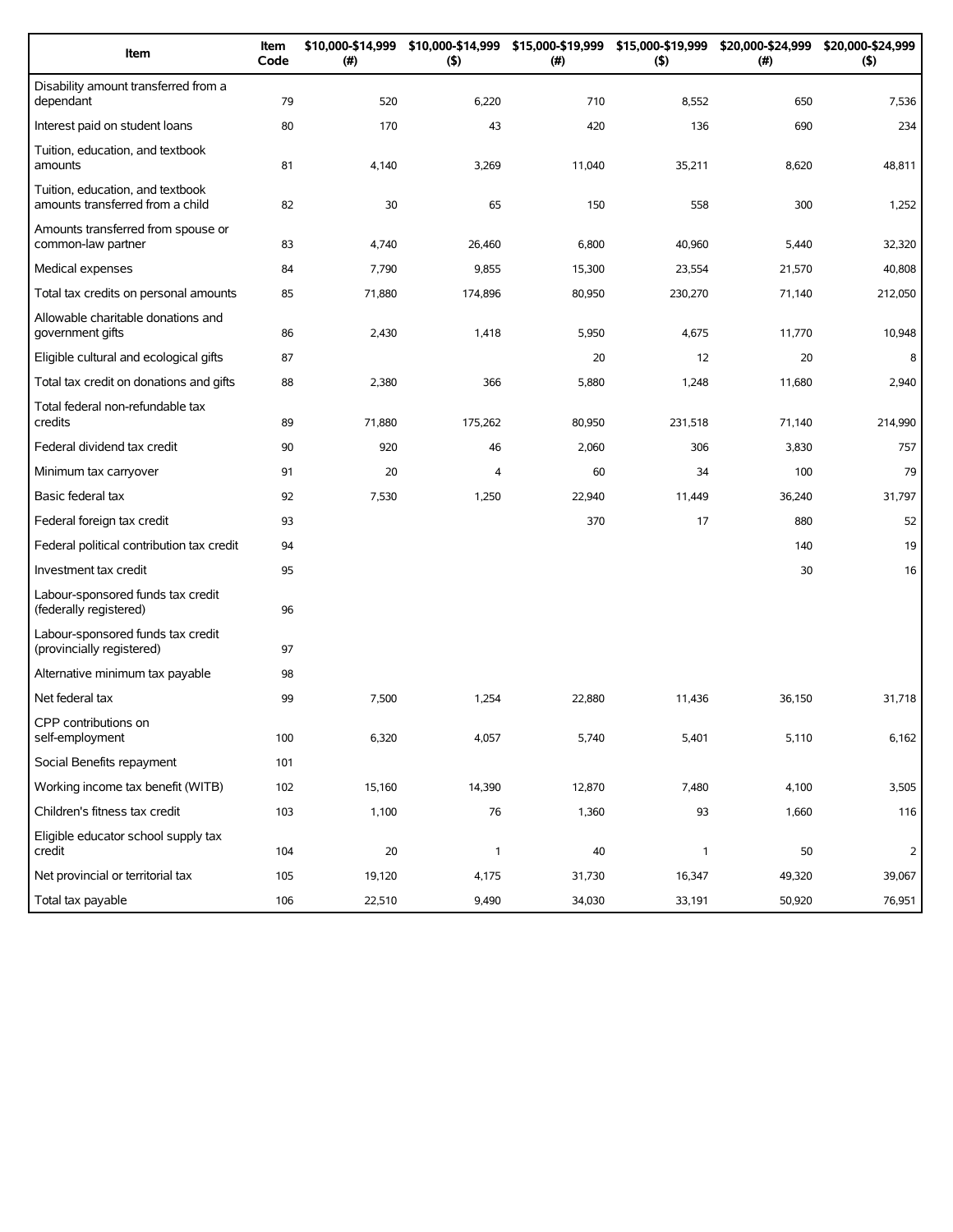| Item | Item Code | $10,000-$14,999 (#) | $10,000-$14,999 ($) | $15,000-$19,999 (#) | $15,000-$19,999 ($) | $20,000-$24,999 (#) | $20,000-$24,999 ($) |
|---|---|---|---|---|---|---|---|
| Disability amount transferred from a dependant | 79 | 520 | 6,220 | 710 | 8,552 | 650 | 7,536 |
| Interest paid on student loans | 80 | 170 | 43 | 420 | 136 | 690 | 234 |
| Tuition, education, and textbook amounts | 81 | 4,140 | 3,269 | 11,040 | 35,211 | 8,620 | 48,811 |
| Tuition, education, and textbook amounts transferred from a child | 82 | 30 | 65 | 150 | 558 | 300 | 1,252 |
| Amounts transferred from spouse or common-law partner | 83 | 4,740 | 26,460 | 6,800 | 40,960 | 5,440 | 32,320 |
| Medical expenses | 84 | 7,790 | 9,855 | 15,300 | 23,554 | 21,570 | 40,808 |
| Total tax credits on personal amounts | 85 | 71,880 | 174,896 | 80,950 | 230,270 | 71,140 | 212,050 |
| Allowable charitable donations and government gifts | 86 | 2,430 | 1,418 | 5,950 | 4,675 | 11,770 | 10,948 |
| Eligible cultural and ecological gifts | 87 | | | 20 | 12 | 20 | 8 |
| Total tax credit on donations and gifts | 88 | 2,380 | 366 | 5,880 | 1,248 | 11,680 | 2,940 |
| Total federal non-refundable tax credits | 89 | 71,880 | 175,262 | 80,950 | 231,518 | 71,140 | 214,990 |
| Federal dividend tax credit | 90 | 920 | 46 | 2,060 | 306 | 3,830 | 757 |
| Minimum tax carryover | 91 | 20 | 4 | 60 | 34 | 100 | 79 |
| Basic federal tax | 92 | 7,530 | 1,250 | 22,940 | 11,449 | 36,240 | 31,797 |
| Federal foreign tax credit | 93 | | | 370 | 17 | 880 | 52 |
| Federal political contribution tax credit | 94 | | | | | 140 | 19 |
| Investment tax credit | 95 | | | | | 30 | 16 |
| Labour-sponsored funds tax credit (federally registered) | 96 | | | | | | |
| Labour-sponsored funds tax credit (provincially registered) | 97 | | | | | | |
| Alternative minimum tax payable | 98 | | | | | | |
| Net federal tax | 99 | 7,500 | 1,254 | 22,880 | 11,436 | 36,150 | 31,718 |
| CPP contributions on self-employment | 100 | 6,320 | 4,057 | 5,740 | 5,401 | 5,110 | 6,162 |
| Social Benefits repayment | 101 | | | | | | |
| Working income tax benefit (WITB) | 102 | 15,160 | 14,390 | 12,870 | 7,480 | 4,100 | 3,505 |
| Children's fitness tax credit | 103 | 1,100 | 76 | 1,360 | 93 | 1,660 | 116 |
| Eligible educator school supply tax credit | 104 | 20 | 1 | 40 | 1 | 50 | 2 |
| Net provincial or territorial tax | 105 | 19,120 | 4,175 | 31,730 | 16,347 | 49,320 | 39,067 |
| Total tax payable | 106 | 22,510 | 9,490 | 34,030 | 33,191 | 50,920 | 76,951 |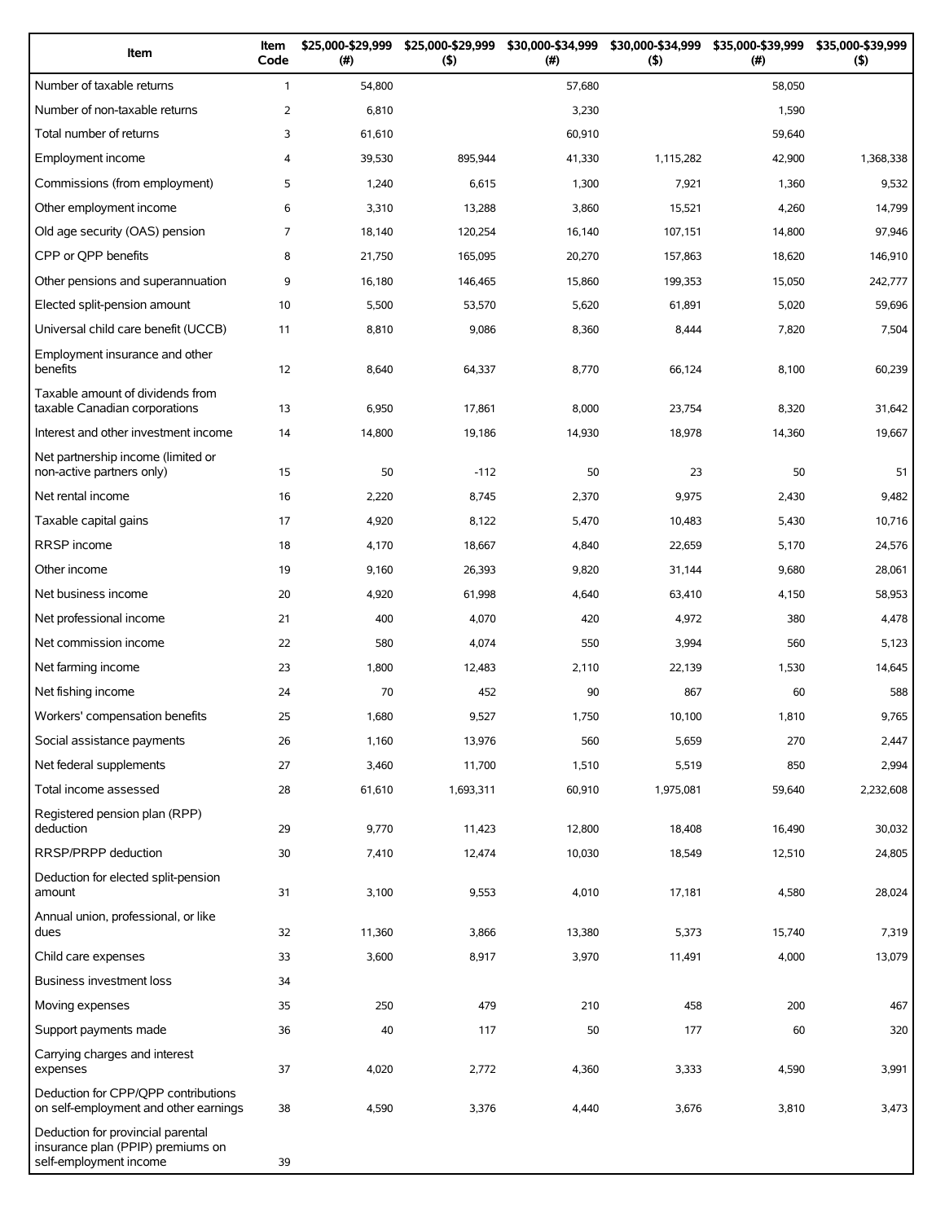| Item | Item Code | $25,000-$29,999 (#) | $25,000-$29,999 ($) | $30,000-$34,999 (#) | $30,000-$34,999 ($) | $35,000-$39,999 (#) | $35,000-$39,999 ($) |
| --- | --- | --- | --- | --- | --- | --- | --- |
| Number of taxable returns | 1 | 54,800 | | 57,680 | | 58,050 | |
| Number of non-taxable returns | 2 | 6,810 | | 3,230 | | 1,590 | |
| Total number of returns | 3 | 61,610 | | 60,910 | | 59,640 | |
| Employment income | 4 | 39,530 | 895,944 | 41,330 | 1,115,282 | 42,900 | 1,368,338 |
| Commissions (from employment) | 5 | 1,240 | 6,615 | 1,300 | 7,921 | 1,360 | 9,532 |
| Other employment income | 6 | 3,310 | 13,288 | 3,860 | 15,521 | 4,260 | 14,799 |
| Old age security (OAS) pension | 7 | 18,140 | 120,254 | 16,140 | 107,151 | 14,800 | 97,946 |
| CPP or QPP benefits | 8 | 21,750 | 165,095 | 20,270 | 157,863 | 18,620 | 146,910 |
| Other pensions and superannuation | 9 | 16,180 | 146,465 | 15,860 | 199,353 | 15,050 | 242,777 |
| Elected split-pension amount | 10 | 5,500 | 53,570 | 5,620 | 61,891 | 5,020 | 59,696 |
| Universal child care benefit (UCCB) | 11 | 8,810 | 9,086 | 8,360 | 8,444 | 7,820 | 7,504 |
| Employment insurance and other benefits | 12 | 8,640 | 64,337 | 8,770 | 66,124 | 8,100 | 60,239 |
| Taxable amount of dividends from taxable Canadian corporations | 13 | 6,950 | 17,861 | 8,000 | 23,754 | 8,320 | 31,642 |
| Interest and other investment income | 14 | 14,800 | 19,186 | 14,930 | 18,978 | 14,360 | 19,667 |
| Net partnership income (limited or non-active partners only) | 15 | 50 | -112 | 50 | 23 | 50 | 51 |
| Net rental income | 16 | 2,220 | 8,745 | 2,370 | 9,975 | 2,430 | 9,482 |
| Taxable capital gains | 17 | 4,920 | 8,122 | 5,470 | 10,483 | 5,430 | 10,716 |
| RRSP income | 18 | 4,170 | 18,667 | 4,840 | 22,659 | 5,170 | 24,576 |
| Other income | 19 | 9,160 | 26,393 | 9,820 | 31,144 | 9,680 | 28,061 |
| Net business income | 20 | 4,920 | 61,998 | 4,640 | 63,410 | 4,150 | 58,953 |
| Net professional income | 21 | 400 | 4,070 | 420 | 4,972 | 380 | 4,478 |
| Net commission income | 22 | 580 | 4,074 | 550 | 3,994 | 560 | 5,123 |
| Net farming income | 23 | 1,800 | 12,483 | 2,110 | 22,139 | 1,530 | 14,645 |
| Net fishing income | 24 | 70 | 452 | 90 | 867 | 60 | 588 |
| Workers' compensation benefits | 25 | 1,680 | 9,527 | 1,750 | 10,100 | 1,810 | 9,765 |
| Social assistance payments | 26 | 1,160 | 13,976 | 560 | 5,659 | 270 | 2,447 |
| Net federal supplements | 27 | 3,460 | 11,700 | 1,510 | 5,519 | 850 | 2,994 |
| Total income assessed | 28 | 61,610 | 1,693,311 | 60,910 | 1,975,081 | 59,640 | 2,232,608 |
| Registered pension plan (RPP) deduction | 29 | 9,770 | 11,423 | 12,800 | 18,408 | 16,490 | 30,032 |
| RRSP/PRPP deduction | 30 | 7,410 | 12,474 | 10,030 | 18,549 | 12,510 | 24,805 |
| Deduction for elected split-pension amount | 31 | 3,100 | 9,553 | 4,010 | 17,181 | 4,580 | 28,024 |
| Annual union, professional, or like dues | 32 | 11,360 | 3,866 | 13,380 | 5,373 | 15,740 | 7,319 |
| Child care expenses | 33 | 3,600 | 8,917 | 3,970 | 11,491 | 4,000 | 13,079 |
| Business investment loss | 34 | | | | | | |
| Moving expenses | 35 | 250 | 479 | 210 | 458 | 200 | 467 |
| Support payments made | 36 | 40 | 117 | 50 | 177 | 60 | 320 |
| Carrying charges and interest expenses | 37 | 4,020 | 2,772 | 4,360 | 3,333 | 4,590 | 3,991 |
| Deduction for CPP/QPP contributions on self-employment and other earnings | 38 | 4,590 | 3,376 | 4,440 | 3,676 | 3,810 | 3,473 |
| Deduction for provincial parental insurance plan (PPIP) premiums on self-employment income | 39 | | | | | | |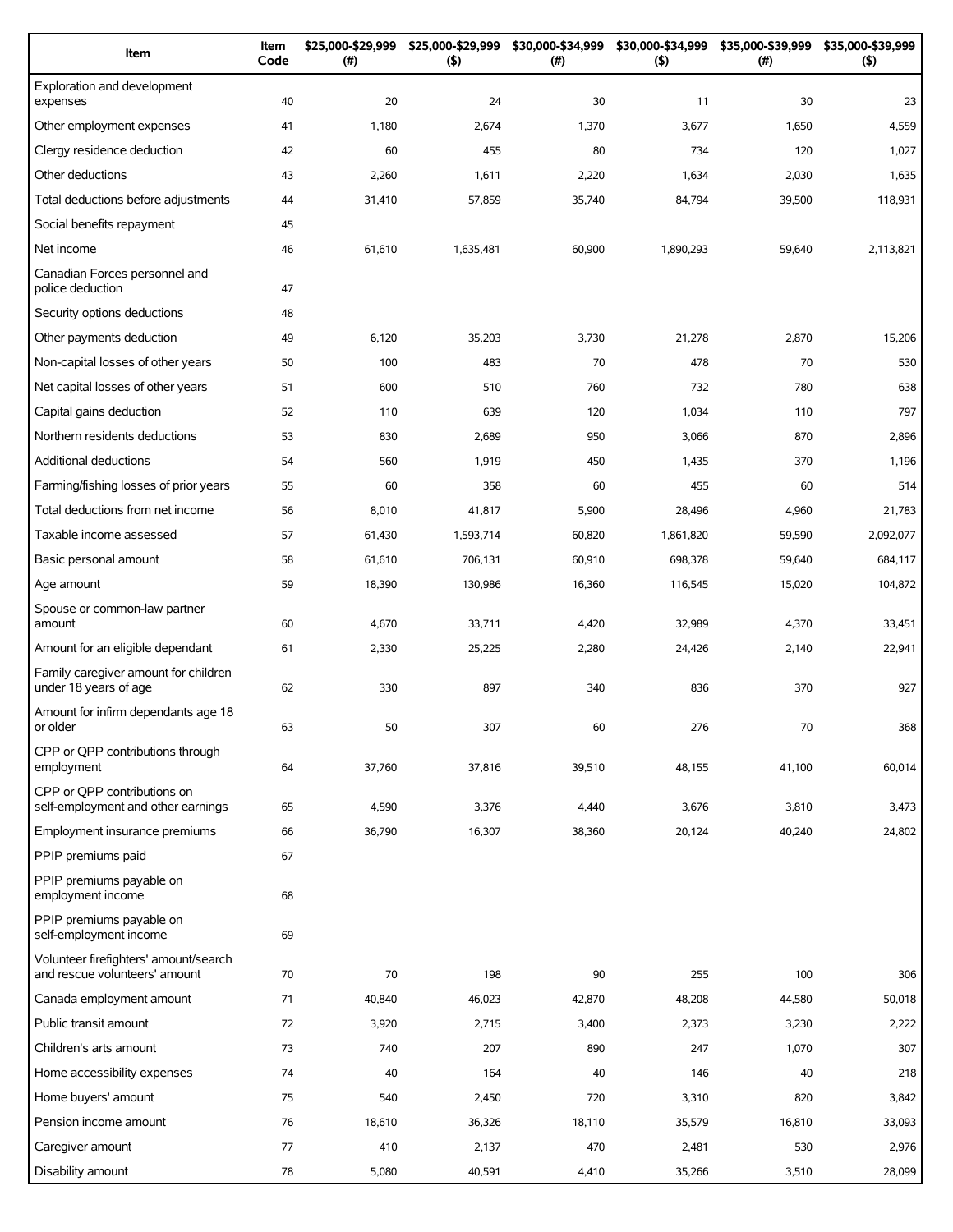| Item | Item Code | $25,000-$29,999 (#) | $25,000-$29,999 ($) | $30,000-$34,999 (#) | $30,000-$34,999 ($) | $35,000-$39,999 (#) | $35,000-$39,999 ($) |
|---|---|---|---|---|---|---|---|
| Exploration and development expenses | 40 | 20 | 24 | 30 | 11 | 30 | 23 |
| Other employment expenses | 41 | 1,180 | 2,674 | 1,370 | 3,677 | 1,650 | 4,559 |
| Clergy residence deduction | 42 | 60 | 455 | 80 | 734 | 120 | 1,027 |
| Other deductions | 43 | 2,260 | 1,611 | 2,220 | 1,634 | 2,030 | 1,635 |
| Total deductions before adjustments | 44 | 31,410 | 57,859 | 35,740 | 84,794 | 39,500 | 118,931 |
| Social benefits repayment | 45 | | | | | | |
| Net income | 46 | 61,610 | 1,635,481 | 60,900 | 1,890,293 | 59,640 | 2,113,821 |
| Canadian Forces personnel and police deduction | 47 | | | | | | |
| Security options deductions | 48 | | | | | | |
| Other payments deduction | 49 | 6,120 | 35,203 | 3,730 | 21,278 | 2,870 | 15,206 |
| Non-capital losses of other years | 50 | 100 | 483 | 70 | 478 | 70 | 530 |
| Net capital losses of other years | 51 | 600 | 510 | 760 | 732 | 780 | 638 |
| Capital gains deduction | 52 | 110 | 639 | 120 | 1,034 | 110 | 797 |
| Northern residents deductions | 53 | 830 | 2,689 | 950 | 3,066 | 870 | 2,896 |
| Additional deductions | 54 | 560 | 1,919 | 450 | 1,435 | 370 | 1,196 |
| Farming/fishing losses of prior years | 55 | 60 | 358 | 60 | 455 | 60 | 514 |
| Total deductions from net income | 56 | 8,010 | 41,817 | 5,900 | 28,496 | 4,960 | 21,783 |
| Taxable income assessed | 57 | 61,430 | 1,593,714 | 60,820 | 1,861,820 | 59,590 | 2,092,077 |
| Basic personal amount | 58 | 61,610 | 706,131 | 60,910 | 698,378 | 59,640 | 684,117 |
| Age amount | 59 | 18,390 | 130,986 | 16,360 | 116,545 | 15,020 | 104,872 |
| Spouse or common-law partner amount | 60 | 4,670 | 33,711 | 4,420 | 32,989 | 4,370 | 33,451 |
| Amount for an eligible dependant | 61 | 2,330 | 25,225 | 2,280 | 24,426 | 2,140 | 22,941 |
| Family caregiver amount for children under 18 years of age | 62 | 330 | 897 | 340 | 836 | 370 | 927 |
| Amount for infirm dependants age 18 or older | 63 | 50 | 307 | 60 | 276 | 70 | 368 |
| CPP or QPP contributions through employment | 64 | 37,760 | 37,816 | 39,510 | 48,155 | 41,100 | 60,014 |
| CPP or QPP contributions on self-employment and other earnings | 65 | 4,590 | 3,376 | 4,440 | 3,676 | 3,810 | 3,473 |
| Employment insurance premiums | 66 | 36,790 | 16,307 | 38,360 | 20,124 | 40,240 | 24,802 |
| PPIP premiums paid | 67 | | | | | | |
| PPIP premiums payable on employment income | 68 | | | | | | |
| PPIP premiums payable on self-employment income | 69 | | | | | | |
| Volunteer firefighters' amount/search and rescue volunteers' amount | 70 | 70 | 198 | 90 | 255 | 100 | 306 |
| Canada employment amount | 71 | 40,840 | 46,023 | 42,870 | 48,208 | 44,580 | 50,018 |
| Public transit amount | 72 | 3,920 | 2,715 | 3,400 | 2,373 | 3,230 | 2,222 |
| Children's arts amount | 73 | 740 | 207 | 890 | 247 | 1,070 | 307 |
| Home accessibility expenses | 74 | 40 | 164 | 40 | 146 | 40 | 218 |
| Home buyers' amount | 75 | 540 | 2,450 | 720 | 3,310 | 820 | 3,842 |
| Pension income amount | 76 | 18,610 | 36,326 | 18,110 | 35,579 | 16,810 | 33,093 |
| Caregiver amount | 77 | 410 | 2,137 | 470 | 2,481 | 530 | 2,976 |
| Disability amount | 78 | 5,080 | 40,591 | 4,410 | 35,266 | 3,510 | 28,099 |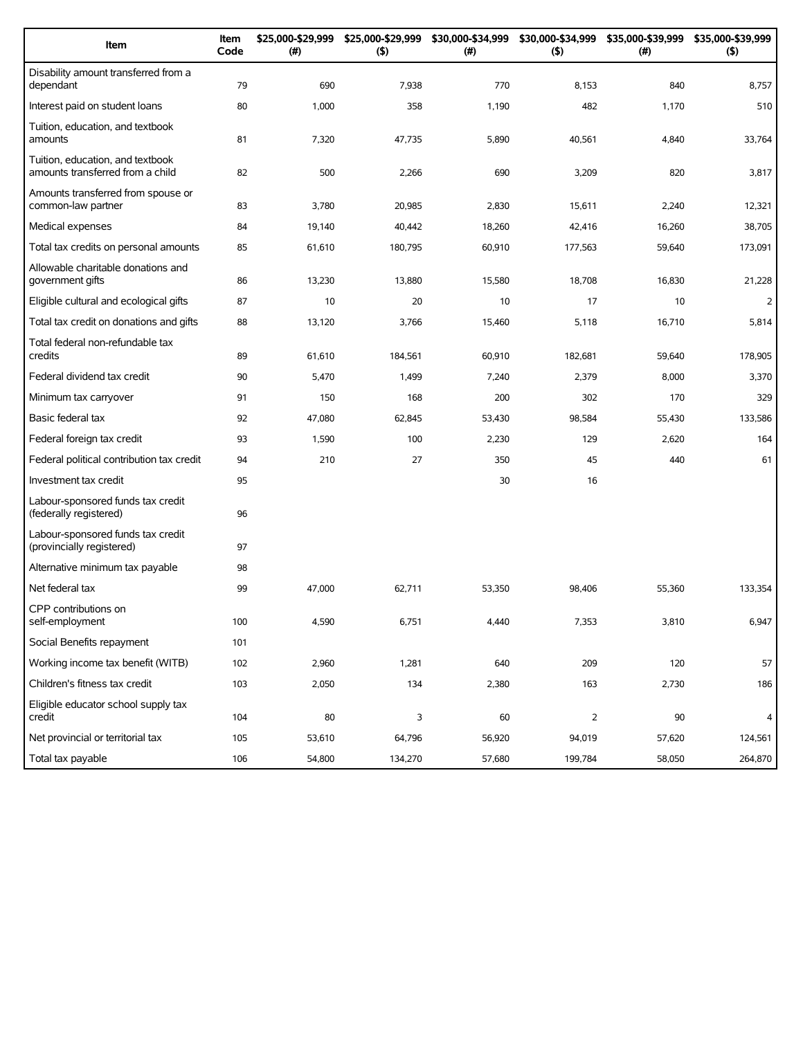| Item | Item Code | $25,000-$29,999 (#) | $25,000-$29,999 ($) | $30,000-$34,999 (#) | $30,000-$34,999 ($) | $35,000-$39,999 (#) | $35,000-$39,999 ($) |
|---|---|---|---|---|---|---|---|
| Disability amount transferred from a dependant | 79 | 690 | 7,938 | 770 | 8,153 | 840 | 8,757 |
| Interest paid on student loans | 80 | 1,000 | 358 | 1,190 | 482 | 1,170 | 510 |
| Tuition, education, and textbook amounts | 81 | 7,320 | 47,735 | 5,890 | 40,561 | 4,840 | 33,764 |
| Tuition, education, and textbook amounts transferred from a child | 82 | 500 | 2,266 | 690 | 3,209 | 820 | 3,817 |
| Amounts transferred from spouse or common-law partner | 83 | 3,780 | 20,985 | 2,830 | 15,611 | 2,240 | 12,321 |
| Medical expenses | 84 | 19,140 | 40,442 | 18,260 | 42,416 | 16,260 | 38,705 |
| Total tax credits on personal amounts | 85 | 61,610 | 180,795 | 60,910 | 177,563 | 59,640 | 173,091 |
| Allowable charitable donations and government gifts | 86 | 13,230 | 13,880 | 15,580 | 18,708 | 16,830 | 21,228 |
| Eligible cultural and ecological gifts | 87 | 10 | 20 | 10 | 17 | 10 | 2 |
| Total tax credit on donations and gifts | 88 | 13,120 | 3,766 | 15,460 | 5,118 | 16,710 | 5,814 |
| Total federal non-refundable tax credits | 89 | 61,610 | 184,561 | 60,910 | 182,681 | 59,640 | 178,905 |
| Federal dividend tax credit | 90 | 5,470 | 1,499 | 7,240 | 2,379 | 8,000 | 3,370 |
| Minimum tax carryover | 91 | 150 | 168 | 200 | 302 | 170 | 329 |
| Basic federal tax | 92 | 47,080 | 62,845 | 53,430 | 98,584 | 55,430 | 133,586 |
| Federal foreign tax credit | 93 | 1,590 | 100 | 2,230 | 129 | 2,620 | 164 |
| Federal political contribution tax credit | 94 | 210 | 27 | 350 | 45 | 440 | 61 |
| Investment tax credit | 95 | | | 30 | 16 | | |
| Labour-sponsored funds tax credit (federally registered) | 96 | | | | | | |
| Labour-sponsored funds tax credit (provincially registered) | 97 | | | | | | |
| Alternative minimum tax payable | 98 | | | | | | |
| Net federal tax | 99 | 47,000 | 62,711 | 53,350 | 98,406 | 55,360 | 133,354 |
| CPP contributions on self-employment | 100 | 4,590 | 6,751 | 4,440 | 7,353 | 3,810 | 6,947 |
| Social Benefits repayment | 101 | | | | | | |
| Working income tax benefit (WITB) | 102 | 2,960 | 1,281 | 640 | 209 | 120 | 57 |
| Children's fitness tax credit | 103 | 2,050 | 134 | 2,380 | 163 | 2,730 | 186 |
| Eligible educator school supply tax credit | 104 | 80 | 3 | 60 | 2 | 90 | 4 |
| Net provincial or territorial tax | 105 | 53,610 | 64,796 | 56,920 | 94,019 | 57,620 | 124,561 |
| Total tax payable | 106 | 54,800 | 134,270 | 57,680 | 199,784 | 58,050 | 264,870 |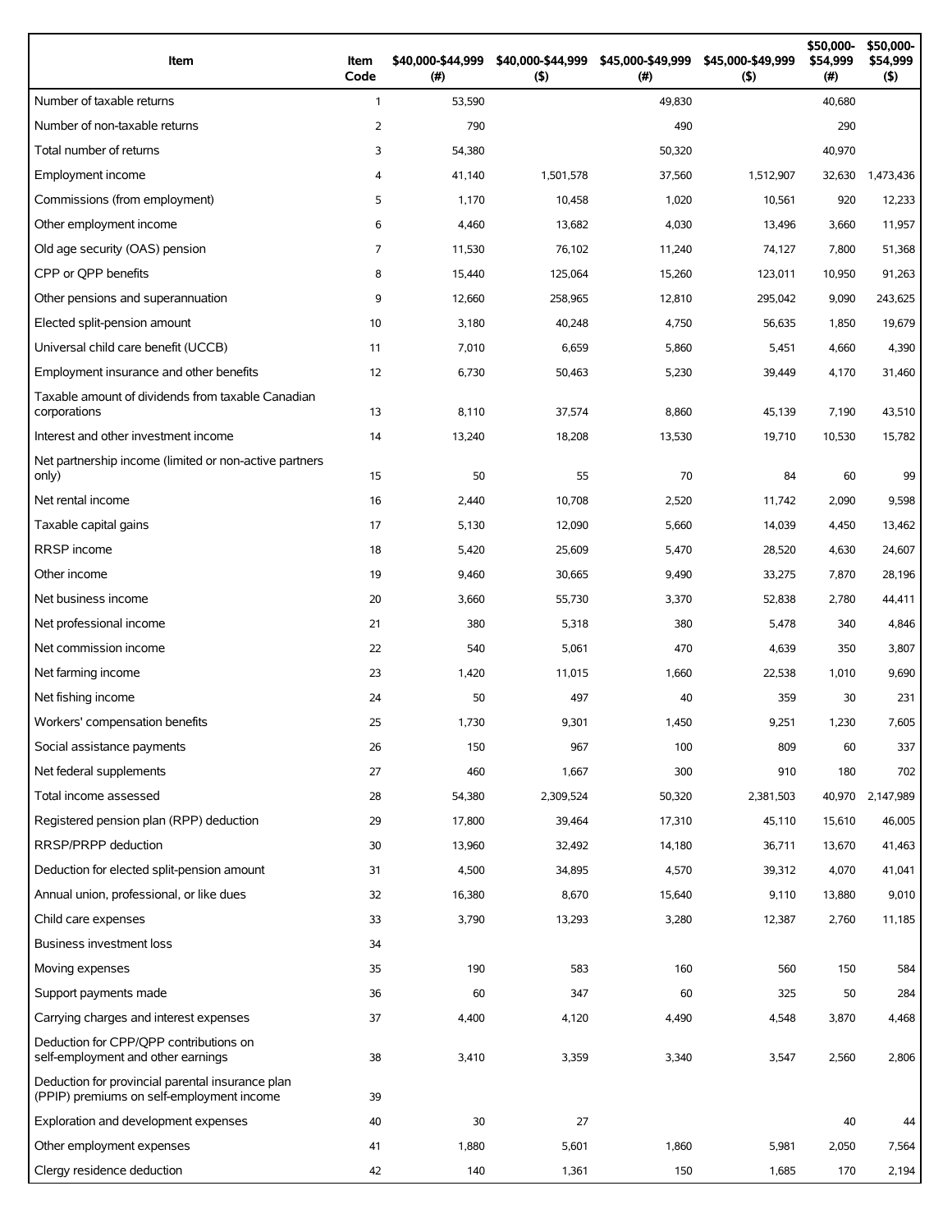| Item | Item Code | $40,000-$44,999 (#) | $40,000-$44,999 ($) | $45,000-$49,999 (#) | $45,000-$49,999 ($) | $50,000-$54,999 (#) | $50,000-$54,999 ($) |
|---|---|---|---|---|---|---|---|
| Number of taxable returns | 1 | 53,590 | | 49,830 | | 40,680 | |
| Number of non-taxable returns | 2 | 790 | | 490 | | 290 | |
| Total number of returns | 3 | 54,380 | | 50,320 | | 40,970 | |
| Employment income | 4 | 41,140 | 1,501,578 | 37,560 | 1,512,907 | 32,630 | 1,473,436 |
| Commissions (from employment) | 5 | 1,170 | 10,458 | 1,020 | 10,561 | 920 | 12,233 |
| Other employment income | 6 | 4,460 | 13,682 | 4,030 | 13,496 | 3,660 | 11,957 |
| Old age security (OAS) pension | 7 | 11,530 | 76,102 | 11,240 | 74,127 | 7,800 | 51,368 |
| CPP or QPP benefits | 8 | 15,440 | 125,064 | 15,260 | 123,011 | 10,950 | 91,263 |
| Other pensions and superannuation | 9 | 12,660 | 258,965 | 12,810 | 295,042 | 9,090 | 243,625 |
| Elected split-pension amount | 10 | 3,180 | 40,248 | 4,750 | 56,635 | 1,850 | 19,679 |
| Universal child care benefit (UCCB) | 11 | 7,010 | 6,659 | 5,860 | 5,451 | 4,660 | 4,390 |
| Employment insurance and other benefits | 12 | 6,730 | 50,463 | 5,230 | 39,449 | 4,170 | 31,460 |
| Taxable amount of dividends from taxable Canadian corporations | 13 | 8,110 | 37,574 | 8,860 | 45,139 | 7,190 | 43,510 |
| Interest and other investment income | 14 | 13,240 | 18,208 | 13,530 | 19,710 | 10,530 | 15,782 |
| Net partnership income (limited or non-active partners only) | 15 | 50 | 55 | 70 | 84 | 60 | 99 |
| Net rental income | 16 | 2,440 | 10,708 | 2,520 | 11,742 | 2,090 | 9,598 |
| Taxable capital gains | 17 | 5,130 | 12,090 | 5,660 | 14,039 | 4,450 | 13,462 |
| RRSP income | 18 | 5,420 | 25,609 | 5,470 | 28,520 | 4,630 | 24,607 |
| Other income | 19 | 9,460 | 30,665 | 9,490 | 33,275 | 7,870 | 28,196 |
| Net business income | 20 | 3,660 | 55,730 | 3,370 | 52,838 | 2,780 | 44,411 |
| Net professional income | 21 | 380 | 5,318 | 380 | 5,478 | 340 | 4,846 |
| Net commission income | 22 | 540 | 5,061 | 470 | 4,639 | 350 | 3,807 |
| Net farming income | 23 | 1,420 | 11,015 | 1,660 | 22,538 | 1,010 | 9,690 |
| Net fishing income | 24 | 50 | 497 | 40 | 359 | 30 | 231 |
| Workers' compensation benefits | 25 | 1,730 | 9,301 | 1,450 | 9,251 | 1,230 | 7,605 |
| Social assistance payments | 26 | 150 | 967 | 100 | 809 | 60 | 337 |
| Net federal supplements | 27 | 460 | 1,667 | 300 | 910 | 180 | 702 |
| Total income assessed | 28 | 54,380 | 2,309,524 | 50,320 | 2,381,503 | 40,970 | 2,147,989 |
| Registered pension plan (RPP) deduction | 29 | 17,800 | 39,464 | 17,310 | 45,110 | 15,610 | 46,005 |
| RRSP/PRPP deduction | 30 | 13,960 | 32,492 | 14,180 | 36,711 | 13,670 | 41,463 |
| Deduction for elected split-pension amount | 31 | 4,500 | 34,895 | 4,570 | 39,312 | 4,070 | 41,041 |
| Annual union, professional, or like dues | 32 | 16,380 | 8,670 | 15,640 | 9,110 | 13,880 | 9,010 |
| Child care expenses | 33 | 3,790 | 13,293 | 3,280 | 12,387 | 2,760 | 11,185 |
| Business investment loss | 34 | | | | | | |
| Moving expenses | 35 | 190 | 583 | 160 | 560 | 150 | 584 |
| Support payments made | 36 | 60 | 347 | 60 | 325 | 50 | 284 |
| Carrying charges and interest expenses | 37 | 4,400 | 4,120 | 4,490 | 4,548 | 3,870 | 4,468 |
| Deduction for CPP/QPP contributions on self-employment and other earnings | 38 | 3,410 | 3,359 | 3,340 | 3,547 | 2,560 | 2,806 |
| Deduction for provincial parental insurance plan (PPIP) premiums on self-employment income | 39 | | | | | | |
| Exploration and development expenses | 40 | 30 | 27 | | | 40 | 44 |
| Other employment expenses | 41 | 1,880 | 5,601 | 1,860 | 5,981 | 2,050 | 7,564 |
| Clergy residence deduction | 42 | 140 | 1,361 | 150 | 1,685 | 170 | 2,194 |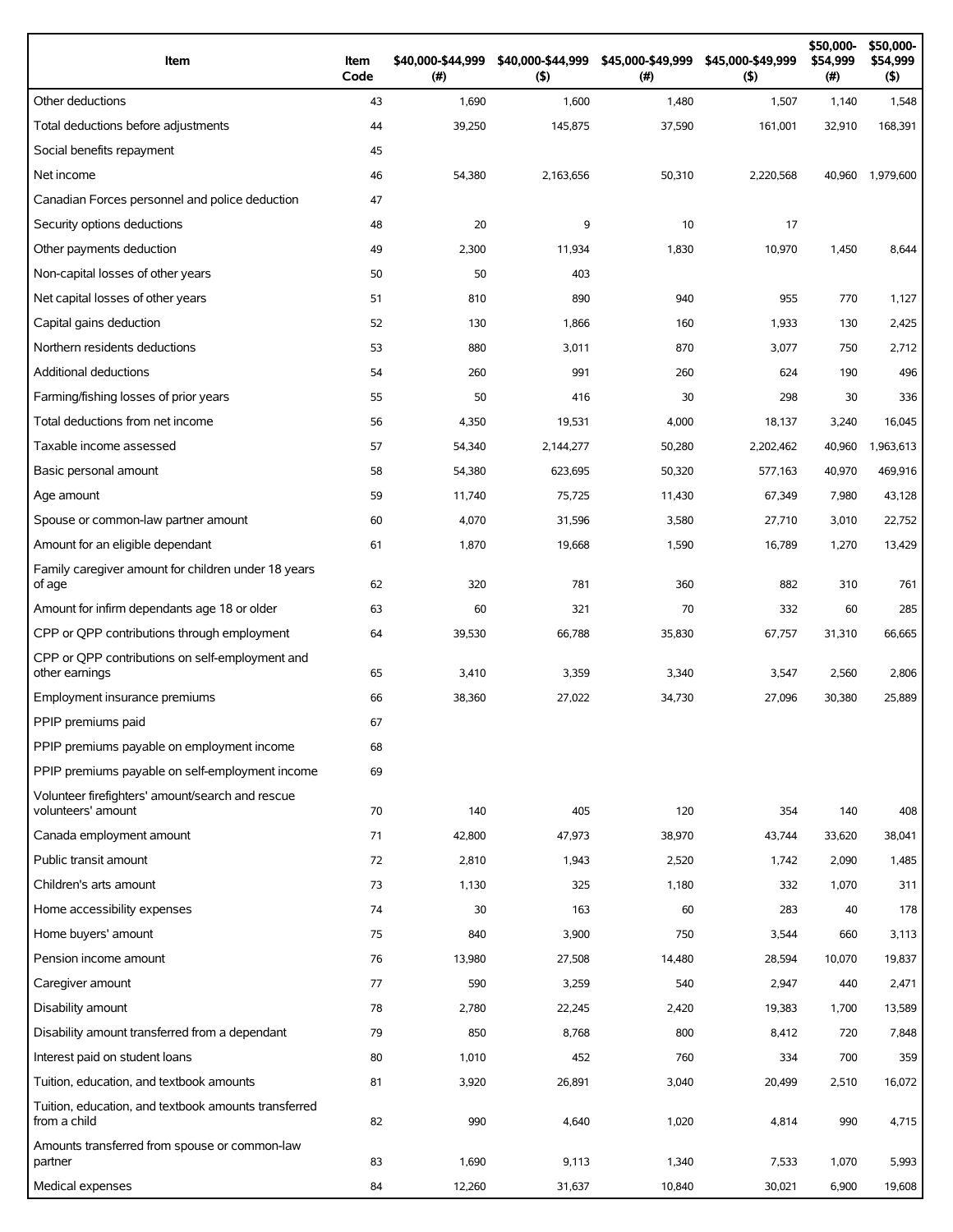| Item | Item Code | $40,000-$44,999 (#) | $40,000-$44,999 ($) | $45,000-$49,999 (#) | $45,000-$49,999 ($) | $50,000-$54,999 (#) | $50,000-$54,999 ($) |
|---|---|---|---|---|---|---|---|
| Other deductions | 43 | 1,690 | 1,600 | 1,480 | 1,507 | 1,140 | 1,548 |
| Total deductions before adjustments | 44 | 39,250 | 145,875 | 37,590 | 161,001 | 32,910 | 168,391 |
| Social benefits repayment | 45 | | | | | | |
| Net income | 46 | 54,380 | 2,163,656 | 50,310 | 2,220,568 | 40,960 | 1,979,600 |
| Canadian Forces personnel and police deduction | 47 | | | | | | |
| Security options deductions | 48 | 20 | 9 | 10 | 17 | | |
| Other payments deduction | 49 | 2,300 | 11,934 | 1,830 | 10,970 | 1,450 | 8,644 |
| Non-capital losses of other years | 50 | 50 | 403 | | | | |
| Net capital losses of other years | 51 | 810 | 890 | 940 | 955 | 770 | 1,127 |
| Capital gains deduction | 52 | 130 | 1,866 | 160 | 1,933 | 130 | 2,425 |
| Northern residents deductions | 53 | 880 | 3,011 | 870 | 3,077 | 750 | 2,712 |
| Additional deductions | 54 | 260 | 991 | 260 | 624 | 190 | 496 |
| Farming/fishing losses of prior years | 55 | 50 | 416 | 30 | 298 | 30 | 336 |
| Total deductions from net income | 56 | 4,350 | 19,531 | 4,000 | 18,137 | 3,240 | 16,045 |
| Taxable income assessed | 57 | 54,340 | 2,144,277 | 50,280 | 2,202,462 | 40,960 | 1,963,613 |
| Basic personal amount | 58 | 54,380 | 623,695 | 50,320 | 577,163 | 40,970 | 469,916 |
| Age amount | 59 | 11,740 | 75,725 | 11,430 | 67,349 | 7,980 | 43,128 |
| Spouse or common-law partner amount | 60 | 4,070 | 31,596 | 3,580 | 27,710 | 3,010 | 22,752 |
| Amount for an eligible dependant | 61 | 1,870 | 19,668 | 1,590 | 16,789 | 1,270 | 13,429 |
| Family caregiver amount for children under 18 years of age | 62 | 320 | 781 | 360 | 882 | 310 | 761 |
| Amount for infirm dependants age 18 or older | 63 | 60 | 321 | 70 | 332 | 60 | 285 |
| CPP or QPP contributions through employment | 64 | 39,530 | 66,788 | 35,830 | 67,757 | 31,310 | 66,665 |
| CPP or QPP contributions on self-employment and other earnings | 65 | 3,410 | 3,359 | 3,340 | 3,547 | 2,560 | 2,806 |
| Employment insurance premiums | 66 | 38,360 | 27,022 | 34,730 | 27,096 | 30,380 | 25,889 |
| PPIP premiums paid | 67 | | | | | | |
| PPIP premiums payable on employment income | 68 | | | | | | |
| PPIP premiums payable on self-employment income | 69 | | | | | | |
| Volunteer firefighters' amount/search and rescue volunteers' amount | 70 | 140 | 405 | 120 | 354 | 140 | 408 |
| Canada employment amount | 71 | 42,800 | 47,973 | 38,970 | 43,744 | 33,620 | 38,041 |
| Public transit amount | 72 | 2,810 | 1,943 | 2,520 | 1,742 | 2,090 | 1,485 |
| Children's arts amount | 73 | 1,130 | 325 | 1,180 | 332 | 1,070 | 311 |
| Home accessibility expenses | 74 | 30 | 163 | 60 | 283 | 40 | 178 |
| Home buyers' amount | 75 | 840 | 3,900 | 750 | 3,544 | 660 | 3,113 |
| Pension income amount | 76 | 13,980 | 27,508 | 14,480 | 28,594 | 10,070 | 19,837 |
| Caregiver amount | 77 | 590 | 3,259 | 540 | 2,947 | 440 | 2,471 |
| Disability amount | 78 | 2,780 | 22,245 | 2,420 | 19,383 | 1,700 | 13,589 |
| Disability amount transferred from a dependant | 79 | 850 | 8,768 | 800 | 8,412 | 720 | 7,848 |
| Interest paid on student loans | 80 | 1,010 | 452 | 760 | 334 | 700 | 359 |
| Tuition, education, and textbook amounts | 81 | 3,920 | 26,891 | 3,040 | 20,499 | 2,510 | 16,072 |
| Tuition, education, and textbook amounts transferred from a child | 82 | 990 | 4,640 | 1,020 | 4,814 | 990 | 4,715 |
| Amounts transferred from spouse or common-law partner | 83 | 1,690 | 9,113 | 1,340 | 7,533 | 1,070 | 5,993 |
| Medical expenses | 84 | 12,260 | 31,637 | 10,840 | 30,021 | 6,900 | 19,608 |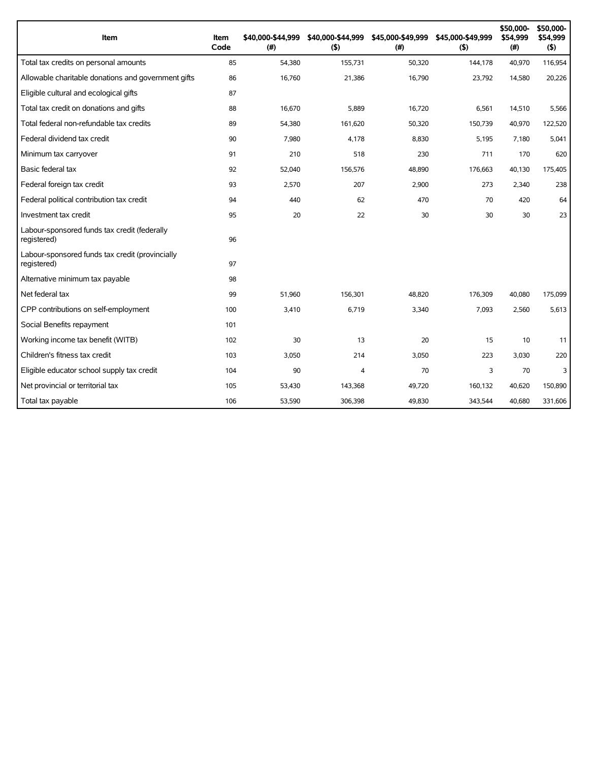| Item | Item Code | $40,000-$44,999 (#) | $40,000-$44,999 ($) | $45,000-$49,999 (#) | $45,000-$49,999 ($) | $50,000-$54,999 (#) | $50,000-$54,999 ($) |
|---|---|---|---|---|---|---|---|
| Total tax credits on personal amounts | 85 | 54,380 | 155,731 | 50,320 | 144,178 | 40,970 | 116,954 |
| Allowable charitable donations and government gifts | 86 | 16,760 | 21,386 | 16,790 | 23,792 | 14,580 | 20,226 |
| Eligible cultural and ecological gifts | 87 | | | | | | |
| Total tax credit on donations and gifts | 88 | 16,670 | 5,889 | 16,720 | 6,561 | 14,510 | 5,566 |
| Total federal non-refundable tax credits | 89 | 54,380 | 161,620 | 50,320 | 150,739 | 40,970 | 122,520 |
| Federal dividend tax credit | 90 | 7,980 | 4,178 | 8,830 | 5,195 | 7,180 | 5,041 |
| Minimum tax carryover | 91 | 210 | 518 | 230 | 711 | 170 | 620 |
| Basic federal tax | 92 | 52,040 | 156,576 | 48,890 | 176,663 | 40,130 | 175,405 |
| Federal foreign tax credit | 93 | 2,570 | 207 | 2,900 | 273 | 2,340 | 238 |
| Federal political contribution tax credit | 94 | 440 | 62 | 470 | 70 | 420 | 64 |
| Investment tax credit | 95 | 20 | 22 | 30 | 30 | 30 | 23 |
| Labour-sponsored funds tax credit (federally registered) | 96 | | | | | | |
| Labour-sponsored funds tax credit (provincially registered) | 97 | | | | | | |
| Alternative minimum tax payable | 98 | | | | | | |
| Net federal tax | 99 | 51,960 | 156,301 | 48,820 | 176,309 | 40,080 | 175,099 |
| CPP contributions on self-employment | 100 | 3,410 | 6,719 | 3,340 | 7,093 | 2,560 | 5,613 |
| Social Benefits repayment | 101 | | | | | | |
| Working income tax benefit (WITB) | 102 | 30 | 13 | 20 | 15 | 10 | 11 |
| Children's fitness tax credit | 103 | 3,050 | 214 | 3,050 | 223 | 3,030 | 220 |
| Eligible educator school supply tax credit | 104 | 90 | 4 | 70 | 3 | 70 | 3 |
| Net provincial or territorial tax | 105 | 53,430 | 143,368 | 49,720 | 160,132 | 40,620 | 150,890 |
| Total tax payable | 106 | 53,590 | 306,398 | 49,830 | 343,544 | 40,680 | 331,606 |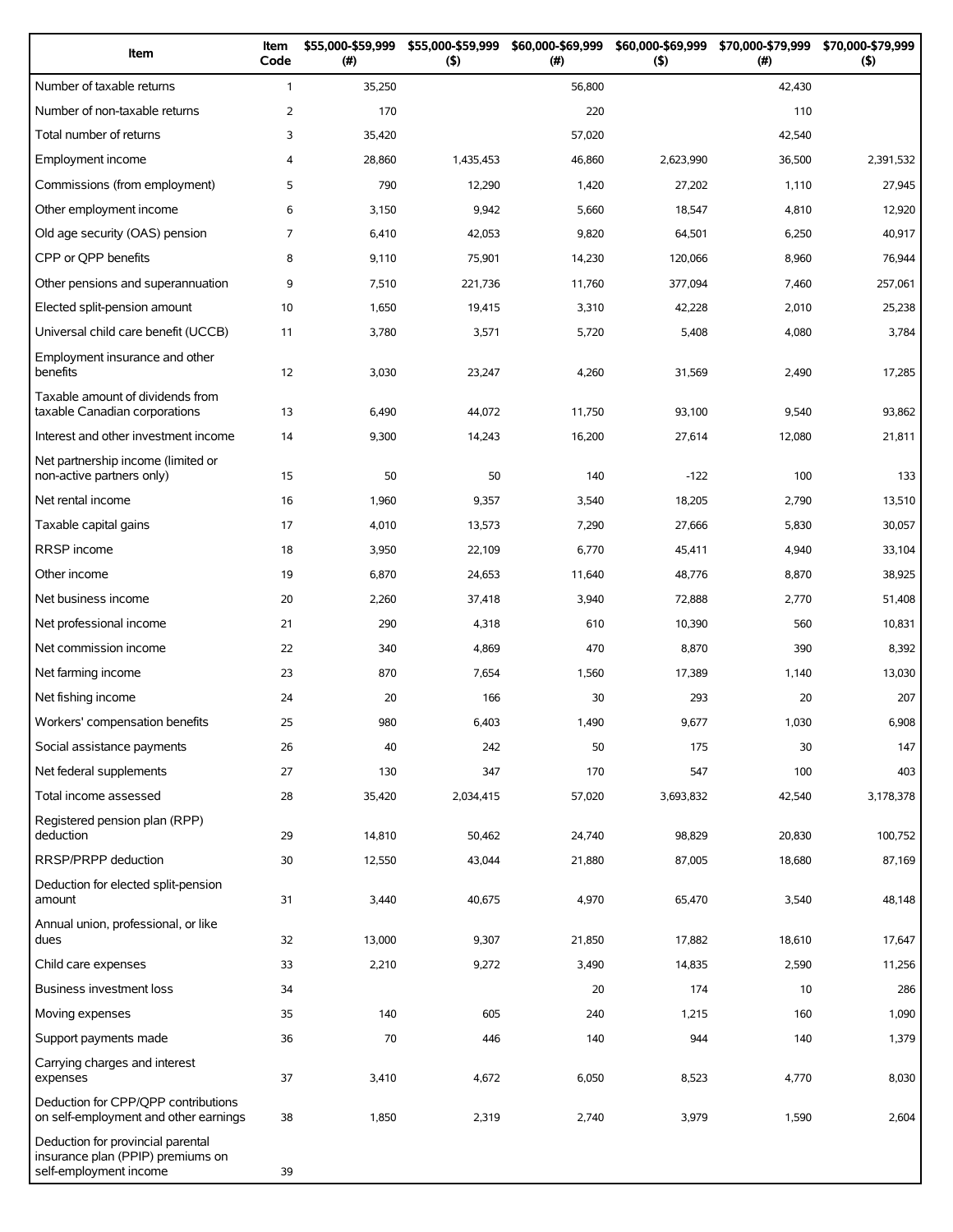| Item | Item Code | $55,000-$59,999 (#) | $55,000-$59,999 ($) | $60,000-$69,999 (#) | $60,000-$69,999 ($) | $70,000-$79,999 (#) | $70,000-$79,999 ($) |
|---|---|---|---|---|---|---|---|
| Number of taxable returns | 1 | 35,250 | | 56,800 | | 42,430 | |
| Number of non-taxable returns | 2 | 170 | | 220 | | 110 | |
| Total number of returns | 3 | 35,420 | | 57,020 | | 42,540 | |
| Employment income | 4 | 28,860 | 1,435,453 | 46,860 | 2,623,990 | 36,500 | 2,391,532 |
| Commissions (from employment) | 5 | 790 | 12,290 | 1,420 | 27,202 | 1,110 | 27,945 |
| Other employment income | 6 | 3,150 | 9,942 | 5,660 | 18,547 | 4,810 | 12,920 |
| Old age security (OAS) pension | 7 | 6,410 | 42,053 | 9,820 | 64,501 | 6,250 | 40,917 |
| CPP or QPP benefits | 8 | 9,110 | 75,901 | 14,230 | 120,066 | 8,960 | 76,944 |
| Other pensions and superannuation | 9 | 7,510 | 221,736 | 11,760 | 377,094 | 7,460 | 257,061 |
| Elected split-pension amount | 10 | 1,650 | 19,415 | 3,310 | 42,228 | 2,010 | 25,238 |
| Universal child care benefit (UCCB) | 11 | 3,780 | 3,571 | 5,720 | 5,408 | 4,080 | 3,784 |
| Employment insurance and other benefits | 12 | 3,030 | 23,247 | 4,260 | 31,569 | 2,490 | 17,285 |
| Taxable amount of dividends from taxable Canadian corporations | 13 | 6,490 | 44,072 | 11,750 | 93,100 | 9,540 | 93,862 |
| Interest and other investment income | 14 | 9,300 | 14,243 | 16,200 | 27,614 | 12,080 | 21,811 |
| Net partnership income (limited or non-active partners only) | 15 | 50 | 50 | 140 | -122 | 100 | 133 |
| Net rental income | 16 | 1,960 | 9,357 | 3,540 | 18,205 | 2,790 | 13,510 |
| Taxable capital gains | 17 | 4,010 | 13,573 | 7,290 | 27,666 | 5,830 | 30,057 |
| RRSP income | 18 | 3,950 | 22,109 | 6,770 | 45,411 | 4,940 | 33,104 |
| Other income | 19 | 6,870 | 24,653 | 11,640 | 48,776 | 8,870 | 38,925 |
| Net business income | 20 | 2,260 | 37,418 | 3,940 | 72,888 | 2,770 | 51,408 |
| Net professional income | 21 | 290 | 4,318 | 610 | 10,390 | 560 | 10,831 |
| Net commission income | 22 | 340 | 4,869 | 470 | 8,870 | 390 | 8,392 |
| Net farming income | 23 | 870 | 7,654 | 1,560 | 17,389 | 1,140 | 13,030 |
| Net fishing income | 24 | 20 | 166 | 30 | 293 | 20 | 207 |
| Workers' compensation benefits | 25 | 980 | 6,403 | 1,490 | 9,677 | 1,030 | 6,908 |
| Social assistance payments | 26 | 40 | 242 | 50 | 175 | 30 | 147 |
| Net federal supplements | 27 | 130 | 347 | 170 | 547 | 100 | 403 |
| Total income assessed | 28 | 35,420 | 2,034,415 | 57,020 | 3,693,832 | 42,540 | 3,178,378 |
| Registered pension plan (RPP) deduction | 29 | 14,810 | 50,462 | 24,740 | 98,829 | 20,830 | 100,752 |
| RRSP/PRPP deduction | 30 | 12,550 | 43,044 | 21,880 | 87,005 | 18,680 | 87,169 |
| Deduction for elected split-pension amount | 31 | 3,440 | 40,675 | 4,970 | 65,470 | 3,540 | 48,148 |
| Annual union, professional, or like dues | 32 | 13,000 | 9,307 | 21,850 | 17,882 | 18,610 | 17,647 |
| Child care expenses | 33 | 2,210 | 9,272 | 3,490 | 14,835 | 2,590 | 11,256 |
| Business investment loss | 34 | | | 20 | 174 | 10 | 286 |
| Moving expenses | 35 | 140 | 605 | 240 | 1,215 | 160 | 1,090 |
| Support payments made | 36 | 70 | 446 | 140 | 944 | 140 | 1,379 |
| Carrying charges and interest expenses | 37 | 3,410 | 4,672 | 6,050 | 8,523 | 4,770 | 8,030 |
| Deduction for CPP/QPP contributions on self-employment and other earnings | 38 | 1,850 | 2,319 | 2,740 | 3,979 | 1,590 | 2,604 |
| Deduction for provincial parental insurance plan (PPIP) premiums on self-employment income | 39 | | | | | | |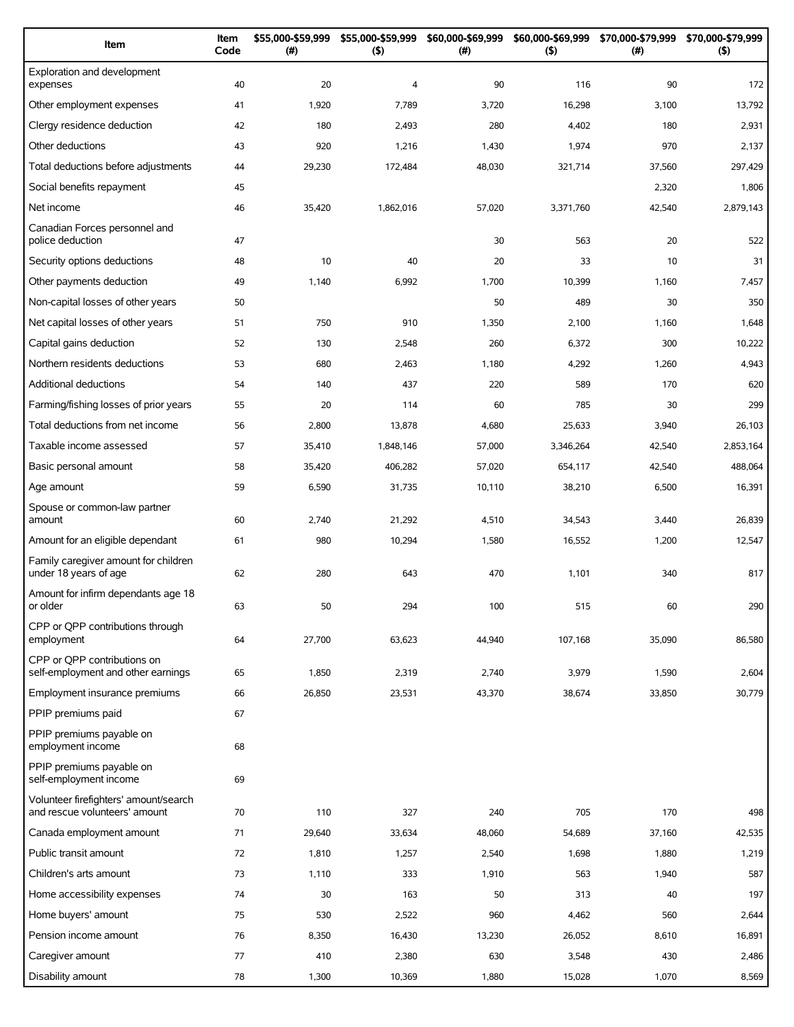| Item | Item Code | $55,000-$59,999 (#) | $55,000-$59,999 ($) | $60,000-$69,999 (#) | $60,000-$69,999 ($) | $70,000-$79,999 (#) | $70,000-$79,999 ($) |
|---|---|---|---|---|---|---|---|
| Exploration and development expenses | 40 | 20 | 4 | 90 | 116 | 90 | 172 |
| Other employment expenses | 41 | 1,920 | 7,789 | 3,720 | 16,298 | 3,100 | 13,792 |
| Clergy residence deduction | 42 | 180 | 2,493 | 280 | 4,402 | 180 | 2,931 |
| Other deductions | 43 | 920 | 1,216 | 1,430 | 1,974 | 970 | 2,137 |
| Total deductions before adjustments | 44 | 29,230 | 172,484 | 48,030 | 321,714 | 37,560 | 297,429 |
| Social benefits repayment | 45 | | | | | 2,320 | 1,806 |
| Net income | 46 | 35,420 | 1,862,016 | 57,020 | 3,371,760 | 42,540 | 2,879,143 |
| Canadian Forces personnel and police deduction | 47 | | | 30 | 563 | 20 | 522 |
| Security options deductions | 48 | 10 | 40 | 20 | 33 | 10 | 31 |
| Other payments deduction | 49 | 1,140 | 6,992 | 1,700 | 10,399 | 1,160 | 7,457 |
| Non-capital losses of other years | 50 | | | 50 | 489 | 30 | 350 |
| Net capital losses of other years | 51 | 750 | 910 | 1,350 | 2,100 | 1,160 | 1,648 |
| Capital gains deduction | 52 | 130 | 2,548 | 260 | 6,372 | 300 | 10,222 |
| Northern residents deductions | 53 | 680 | 2,463 | 1,180 | 4,292 | 1,260 | 4,943 |
| Additional deductions | 54 | 140 | 437 | 220 | 589 | 170 | 620 |
| Farming/fishing losses of prior years | 55 | 20 | 114 | 60 | 785 | 30 | 299 |
| Total deductions from net income | 56 | 2,800 | 13,878 | 4,680 | 25,633 | 3,940 | 26,103 |
| Taxable income assessed | 57 | 35,410 | 1,848,146 | 57,000 | 3,346,264 | 42,540 | 2,853,164 |
| Basic personal amount | 58 | 35,420 | 406,282 | 57,020 | 654,117 | 42,540 | 488,064 |
| Age amount | 59 | 6,590 | 31,735 | 10,110 | 38,210 | 6,500 | 16,391 |
| Spouse or common-law partner amount | 60 | 2,740 | 21,292 | 4,510 | 34,543 | 3,440 | 26,839 |
| Amount for an eligible dependant | 61 | 980 | 10,294 | 1,580 | 16,552 | 1,200 | 12,547 |
| Family caregiver amount for children under 18 years of age | 62 | 280 | 643 | 470 | 1,101 | 340 | 817 |
| Amount for infirm dependants age 18 or older | 63 | 50 | 294 | 100 | 515 | 60 | 290 |
| CPP or QPP contributions through employment | 64 | 27,700 | 63,623 | 44,940 | 107,168 | 35,090 | 86,580 |
| CPP or QPP contributions on self-employment and other earnings | 65 | 1,850 | 2,319 | 2,740 | 3,979 | 1,590 | 2,604 |
| Employment insurance premiums | 66 | 26,850 | 23,531 | 43,370 | 38,674 | 33,850 | 30,779 |
| PPIP premiums paid | 67 | | | | | | |
| PPIP premiums payable on employment income | 68 | | | | | | |
| PPIP premiums payable on self-employment income | 69 | | | | | | |
| Volunteer firefighters' amount/search and rescue volunteers' amount | 70 | 110 | 327 | 240 | 705 | 170 | 498 |
| Canada employment amount | 71 | 29,640 | 33,634 | 48,060 | 54,689 | 37,160 | 42,535 |
| Public transit amount | 72 | 1,810 | 1,257 | 2,540 | 1,698 | 1,880 | 1,219 |
| Children's arts amount | 73 | 1,110 | 333 | 1,910 | 563 | 1,940 | 587 |
| Home accessibility expenses | 74 | 30 | 163 | 50 | 313 | 40 | 197 |
| Home buyers' amount | 75 | 530 | 2,522 | 960 | 4,462 | 560 | 2,644 |
| Pension income amount | 76 | 8,350 | 16,430 | 13,230 | 26,052 | 8,610 | 16,891 |
| Caregiver amount | 77 | 410 | 2,380 | 630 | 3,548 | 430 | 2,486 |
| Disability amount | 78 | 1,300 | 10,369 | 1,880 | 15,028 | 1,070 | 8,569 |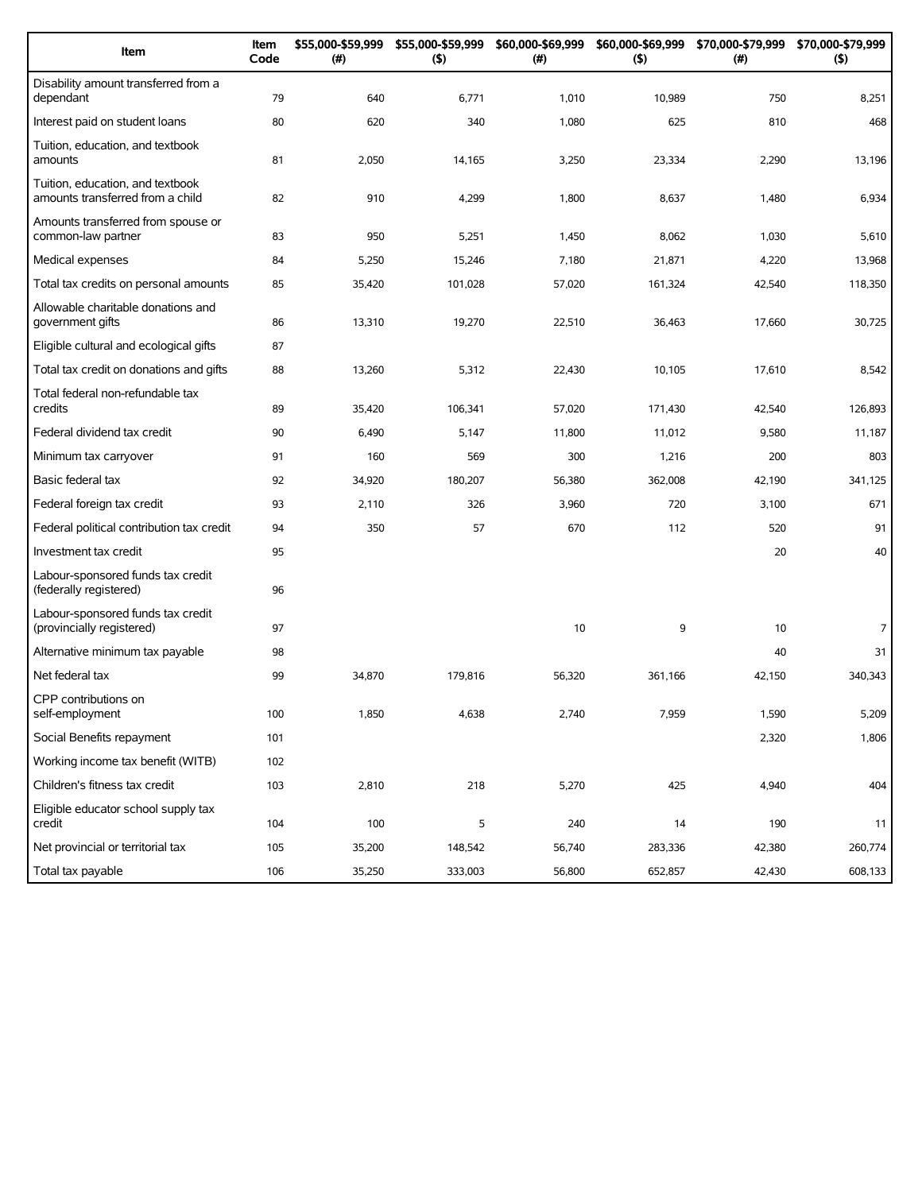| Item | Item Code | $55,000-$59,999 (#) | $55,000-$59,999 ($) | $60,000-$69,999 (#) | $60,000-$69,999 ($) | $70,000-$79,999 (#) | $70,000-$79,999 ($) |
|---|---|---|---|---|---|---|---|
| Disability amount transferred from a dependant | 79 | 640 | 6,771 | 1,010 | 10,989 | 750 | 8,251 |
| Interest paid on student loans | 80 | 620 | 340 | 1,080 | 625 | 810 | 468 |
| Tuition, education, and textbook amounts | 81 | 2,050 | 14,165 | 3,250 | 23,334 | 2,290 | 13,196 |
| Tuition, education, and textbook amounts transferred from a child | 82 | 910 | 4,299 | 1,800 | 8,637 | 1,480 | 6,934 |
| Amounts transferred from spouse or common-law partner | 83 | 950 | 5,251 | 1,450 | 8,062 | 1,030 | 5,610 |
| Medical expenses | 84 | 5,250 | 15,246 | 7,180 | 21,871 | 4,220 | 13,968 |
| Total tax credits on personal amounts | 85 | 35,420 | 101,028 | 57,020 | 161,324 | 42,540 | 118,350 |
| Allowable charitable donations and government gifts | 86 | 13,310 | 19,270 | 22,510 | 36,463 | 17,660 | 30,725 |
| Eligible cultural and ecological gifts | 87 | | | | | | |
| Total tax credit on donations and gifts | 88 | 13,260 | 5,312 | 22,430 | 10,105 | 17,610 | 8,542 |
| Total federal non-refundable tax credits | 89 | 35,420 | 106,341 | 57,020 | 171,430 | 42,540 | 126,893 |
| Federal dividend tax credit | 90 | 6,490 | 5,147 | 11,800 | 11,012 | 9,580 | 11,187 |
| Minimum tax carryover | 91 | 160 | 569 | 300 | 1,216 | 200 | 803 |
| Basic federal tax | 92 | 34,920 | 180,207 | 56,380 | 362,008 | 42,190 | 341,125 |
| Federal foreign tax credit | 93 | 2,110 | 326 | 3,960 | 720 | 3,100 | 671 |
| Federal political contribution tax credit | 94 | 350 | 57 | 670 | 112 | 520 | 91 |
| Investment tax credit | 95 | | | | | 20 | 40 |
| Labour-sponsored funds tax credit (federally registered) | 96 | | | | | | |
| Labour-sponsored funds tax credit (provincially registered) | 97 | | | 10 | 9 | 10 | 7 |
| Alternative minimum tax payable | 98 | | | | | 40 | 31 |
| Net federal tax | 99 | 34,870 | 179,816 | 56,320 | 361,166 | 42,150 | 340,343 |
| CPP contributions on self-employment | 100 | 1,850 | 4,638 | 2,740 | 7,959 | 1,590 | 5,209 |
| Social Benefits repayment | 101 | | | | | 2,320 | 1,806 |
| Working income tax benefit (WITB) | 102 | | | | | | |
| Children's fitness tax credit | 103 | 2,810 | 218 | 5,270 | 425 | 4,940 | 404 |
| Eligible educator school supply tax credit | 104 | 100 | 5 | 240 | 14 | 190 | 11 |
| Net provincial or territorial tax | 105 | 35,200 | 148,542 | 56,740 | 283,336 | 42,380 | 260,774 |
| Total tax payable | 106 | 35,250 | 333,003 | 56,800 | 652,857 | 42,430 | 608,133 |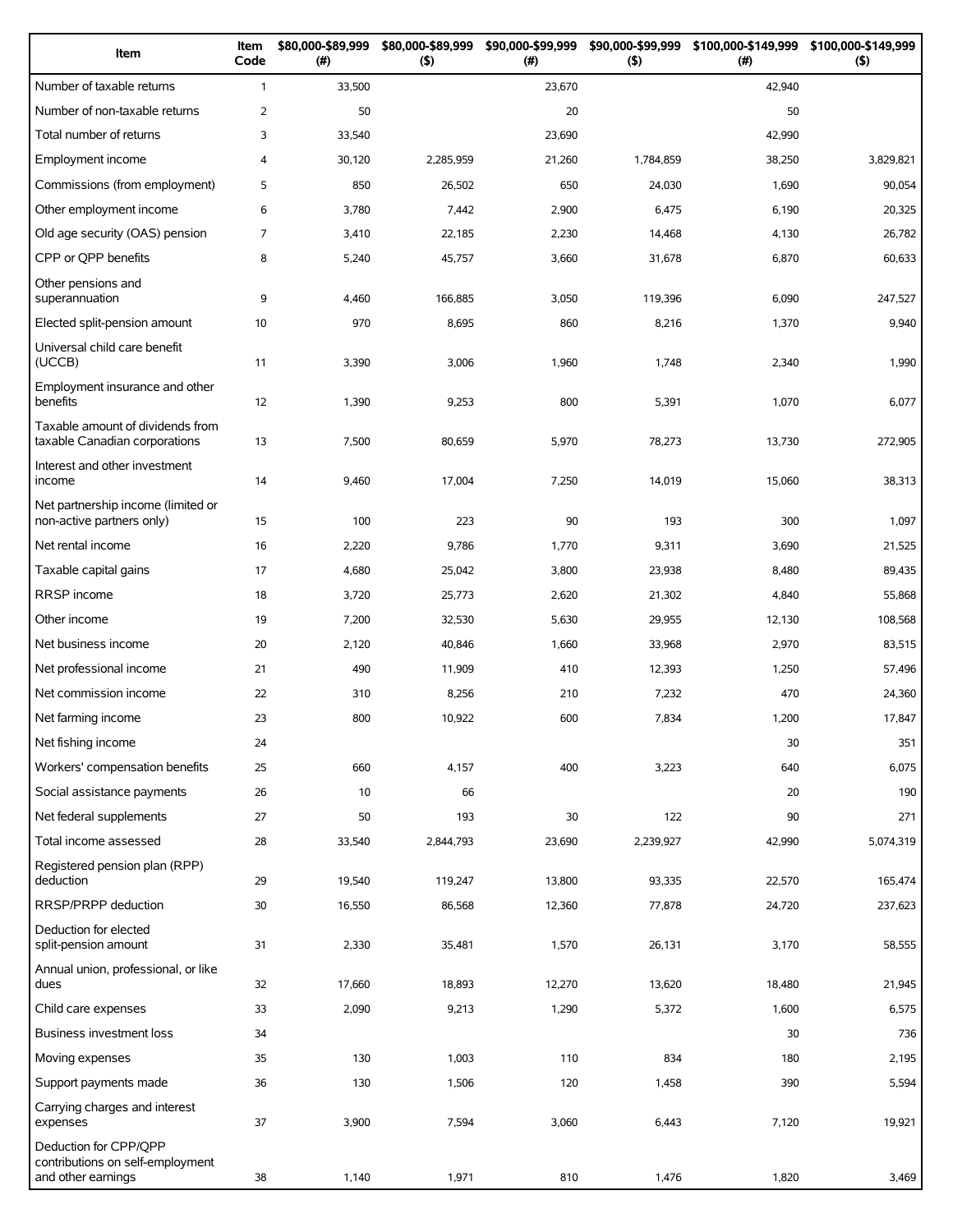| Item | Item Code | $80,000-$89,999 (#) | $80,000-$89,999 ($) | $90,000-$99,999 (#) | $90,000-$99,999 ($) | $100,000-$149,999 (#) | $100,000-$149,999 ($) |
|---|---|---|---|---|---|---|---|
| Number of taxable returns | 1 | 33,500 | | 23,670 | | 42,940 | |
| Number of non-taxable returns | 2 | 50 | | 20 | | 50 | |
| Total number of returns | 3 | 33,540 | | 23,690 | | 42,990 | |
| Employment income | 4 | 30,120 | 2,285,959 | 21,260 | 1,784,859 | 38,250 | 3,829,821 |
| Commissions (from employment) | 5 | 850 | 26,502 | 650 | 24,030 | 1,690 | 90,054 |
| Other employment income | 6 | 3,780 | 7,442 | 2,900 | 6,475 | 6,190 | 20,325 |
| Old age security (OAS) pension | 7 | 3,410 | 22,185 | 2,230 | 14,468 | 4,130 | 26,782 |
| CPP or QPP benefits | 8 | 5,240 | 45,757 | 3,660 | 31,678 | 6,870 | 60,633 |
| Other pensions and superannuation | 9 | 4,460 | 166,885 | 3,050 | 119,396 | 6,090 | 247,527 |
| Elected split-pension amount | 10 | 970 | 8,695 | 860 | 8,216 | 1,370 | 9,940 |
| Universal child care benefit (UCCB) | 11 | 3,390 | 3,006 | 1,960 | 1,748 | 2,340 | 1,990 |
| Employment insurance and other benefits | 12 | 1,390 | 9,253 | 800 | 5,391 | 1,070 | 6,077 |
| Taxable amount of dividends from taxable Canadian corporations | 13 | 7,500 | 80,659 | 5,970 | 78,273 | 13,730 | 272,905 |
| Interest and other investment income | 14 | 9,460 | 17,004 | 7,250 | 14,019 | 15,060 | 38,313 |
| Net partnership income (limited or non-active partners only) | 15 | 100 | 223 | 90 | 193 | 300 | 1,097 |
| Net rental income | 16 | 2,220 | 9,786 | 1,770 | 9,311 | 3,690 | 21,525 |
| Taxable capital gains | 17 | 4,680 | 25,042 | 3,800 | 23,938 | 8,480 | 89,435 |
| RRSP income | 18 | 3,720 | 25,773 | 2,620 | 21,302 | 4,840 | 55,868 |
| Other income | 19 | 7,200 | 32,530 | 5,630 | 29,955 | 12,130 | 108,568 |
| Net business income | 20 | 2,120 | 40,846 | 1,660 | 33,968 | 2,970 | 83,515 |
| Net professional income | 21 | 490 | 11,909 | 410 | 12,393 | 1,250 | 57,496 |
| Net commission income | 22 | 310 | 8,256 | 210 | 7,232 | 470 | 24,360 |
| Net farming income | 23 | 800 | 10,922 | 600 | 7,834 | 1,200 | 17,847 |
| Net fishing income | 24 | | | | | 30 | 351 |
| Workers' compensation benefits | 25 | 660 | 4,157 | 400 | 3,223 | 640 | 6,075 |
| Social assistance payments | 26 | 10 | 66 | | | 20 | 190 |
| Net federal supplements | 27 | 50 | 193 | 30 | 122 | 90 | 271 |
| Total income assessed | 28 | 33,540 | 2,844,793 | 23,690 | 2,239,927 | 42,990 | 5,074,319 |
| Registered pension plan (RPP) deduction | 29 | 19,540 | 119,247 | 13,800 | 93,335 | 22,570 | 165,474 |
| RRSP/PRPP deduction | 30 | 16,550 | 86,568 | 12,360 | 77,878 | 24,720 | 237,623 |
| Deduction for elected split-pension amount | 31 | 2,330 | 35,481 | 1,570 | 26,131 | 3,170 | 58,555 |
| Annual union, professional, or like dues | 32 | 17,660 | 18,893 | 12,270 | 13,620 | 18,480 | 21,945 |
| Child care expenses | 33 | 2,090 | 9,213 | 1,290 | 5,372 | 1,600 | 6,575 |
| Business investment loss | 34 | | | | | 30 | 736 |
| Moving expenses | 35 | 130 | 1,003 | 110 | 834 | 180 | 2,195 |
| Support payments made | 36 | 130 | 1,506 | 120 | 1,458 | 390 | 5,594 |
| Carrying charges and interest expenses | 37 | 3,900 | 7,594 | 3,060 | 6,443 | 7,120 | 19,921 |
| Deduction for CPP/QPP contributions on self-employment and other earnings | 38 | 1,140 | 1,971 | 810 | 1,476 | 1,820 | 3,469 |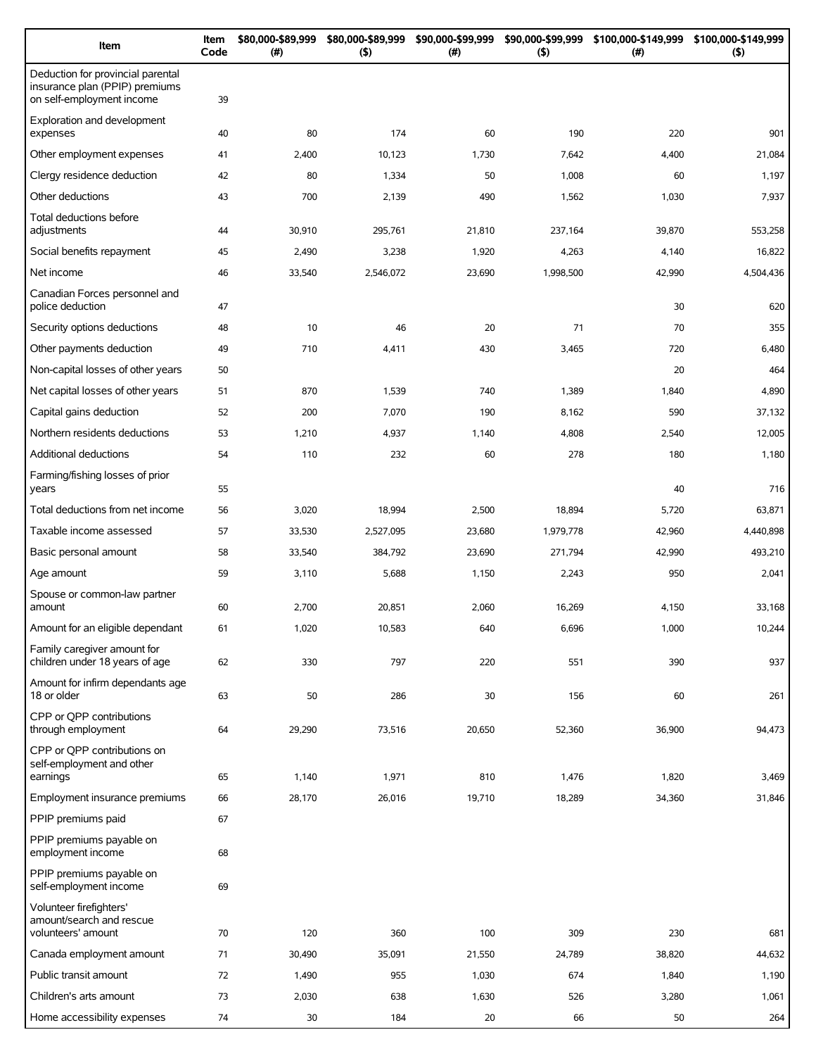| Item | Item Code | $80,000-$89,999 (#) | $80,000-$89,999 ($) | $90,000-$99,999 (#) | $90,000-$99,999 ($) | $100,000-$149,999 (#) | $100,000-$149,999 ($) |
|---|---|---|---|---|---|---|---|
| Deduction for provincial parental insurance plan (PPIP) premiums on self-employment income | 39 | | | | | | |
| Exploration and development expenses | 40 | 80 | 174 | 60 | 190 | 220 | 901 |
| Other employment expenses | 41 | 2,400 | 10,123 | 1,730 | 7,642 | 4,400 | 21,084 |
| Clergy residence deduction | 42 | 80 | 1,334 | 50 | 1,008 | 60 | 1,197 |
| Other deductions | 43 | 700 | 2,139 | 490 | 1,562 | 1,030 | 7,937 |
| Total deductions before adjustments | 44 | 30,910 | 295,761 | 21,810 | 237,164 | 39,870 | 553,258 |
| Social benefits repayment | 45 | 2,490 | 3,238 | 1,920 | 4,263 | 4,140 | 16,822 |
| Net income | 46 | 33,540 | 2,546,072 | 23,690 | 1,998,500 | 42,990 | 4,504,436 |
| Canadian Forces personnel and police deduction | 47 | | | | | 30 | 620 |
| Security options deductions | 48 | 10 | 46 | 20 | 71 | 70 | 355 |
| Other payments deduction | 49 | 710 | 4,411 | 430 | 3,465 | 720 | 6,480 |
| Non-capital losses of other years | 50 | | | | | 20 | 464 |
| Net capital losses of other years | 51 | 870 | 1,539 | 740 | 1,389 | 1,840 | 4,890 |
| Capital gains deduction | 52 | 200 | 7,070 | 190 | 8,162 | 590 | 37,132 |
| Northern residents deductions | 53 | 1,210 | 4,937 | 1,140 | 4,808 | 2,540 | 12,005 |
| Additional deductions | 54 | 110 | 232 | 60 | 278 | 180 | 1,180 |
| Farming/fishing losses of prior years | 55 | | | | | 40 | 716 |
| Total deductions from net income | 56 | 3,020 | 18,994 | 2,500 | 18,894 | 5,720 | 63,871 |
| Taxable income assessed | 57 | 33,530 | 2,527,095 | 23,680 | 1,979,778 | 42,960 | 4,440,898 |
| Basic personal amount | 58 | 33,540 | 384,792 | 23,690 | 271,794 | 42,990 | 493,210 |
| Age amount | 59 | 3,110 | 5,688 | 1,150 | 2,243 | 950 | 2,041 |
| Spouse or common-law partner amount | 60 | 2,700 | 20,851 | 2,060 | 16,269 | 4,150 | 33,168 |
| Amount for an eligible dependant | 61 | 1,020 | 10,583 | 640 | 6,696 | 1,000 | 10,244 |
| Family caregiver amount for children under 18 years of age | 62 | 330 | 797 | 220 | 551 | 390 | 937 |
| Amount for infirm dependants age 18 or older | 63 | 50 | 286 | 30 | 156 | 60 | 261 |
| CPP or QPP contributions through employment | 64 | 29,290 | 73,516 | 20,650 | 52,360 | 36,900 | 94,473 |
| CPP or QPP contributions on self-employment and other earnings | 65 | 1,140 | 1,971 | 810 | 1,476 | 1,820 | 3,469 |
| Employment insurance premiums | 66 | 28,170 | 26,016 | 19,710 | 18,289 | 34,360 | 31,846 |
| PPIP premiums paid | 67 | | | | | | |
| PPIP premiums payable on employment income | 68 | | | | | | |
| PPIP premiums payable on self-employment income | 69 | | | | | | |
| Volunteer firefighters' amount/search and rescue volunteers' amount | 70 | 120 | 360 | 100 | 309 | 230 | 681 |
| Canada employment amount | 71 | 30,490 | 35,091 | 21,550 | 24,789 | 38,820 | 44,632 |
| Public transit amount | 72 | 1,490 | 955 | 1,030 | 674 | 1,840 | 1,190 |
| Children's arts amount | 73 | 2,030 | 638 | 1,630 | 526 | 3,280 | 1,061 |
| Home accessibility expenses | 74 | 30 | 184 | 20 | 66 | 50 | 264 |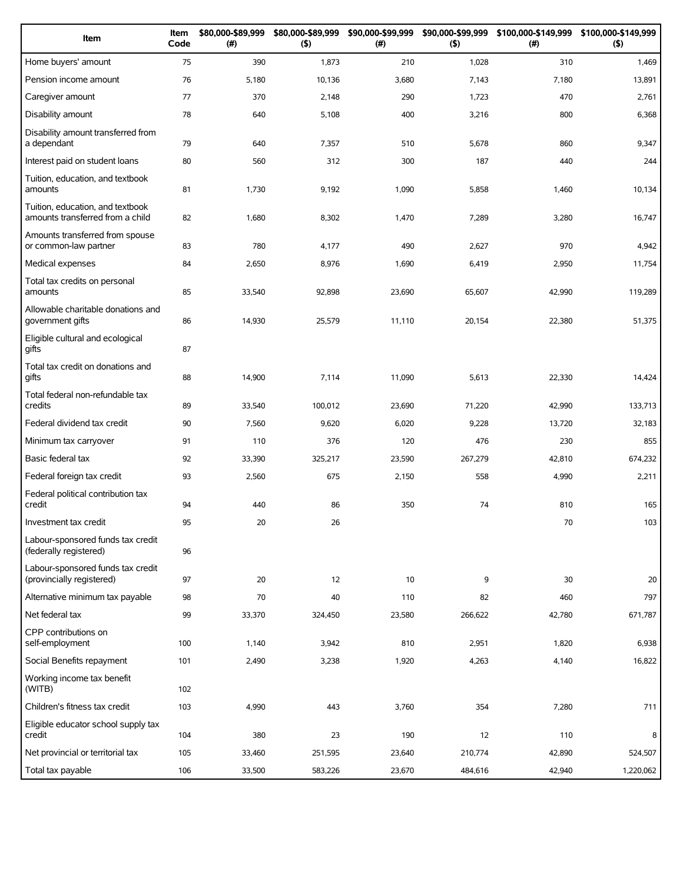| Item | Item Code | $80,000-$89,999 (#) | $80,000-$89,999 ($) | $90,000-$99,999 (#) | $90,000-$99,999 ($) | $100,000-$149,999 (#) | $100,000-$149,999 ($) |
|---|---|---|---|---|---|---|---|
| Home buyers' amount | 75 | 390 | 1,873 | 210 | 1,028 | 310 | 1,469 |
| Pension income amount | 76 | 5,180 | 10,136 | 3,680 | 7,143 | 7,180 | 13,891 |
| Caregiver amount | 77 | 370 | 2,148 | 290 | 1,723 | 470 | 2,761 |
| Disability amount | 78 | 640 | 5,108 | 400 | 3,216 | 800 | 6,368 |
| Disability amount transferred from a dependant | 79 | 640 | 7,357 | 510 | 5,678 | 860 | 9,347 |
| Interest paid on student loans | 80 | 560 | 312 | 300 | 187 | 440 | 244 |
| Tuition, education, and textbook amounts | 81 | 1,730 | 9,192 | 1,090 | 5,858 | 1,460 | 10,134 |
| Tuition, education, and textbook amounts transferred from a child | 82 | 1,680 | 8,302 | 1,470 | 7,289 | 3,280 | 16,747 |
| Amounts transferred from spouse or common-law partner | 83 | 780 | 4,177 | 490 | 2,627 | 970 | 4,942 |
| Medical expenses | 84 | 2,650 | 8,976 | 1,690 | 6,419 | 2,950 | 11,754 |
| Total tax credits on personal amounts | 85 | 33,540 | 92,898 | 23,690 | 65,607 | 42,990 | 119,289 |
| Allowable charitable donations and government gifts | 86 | 14,930 | 25,579 | 11,110 | 20,154 | 22,380 | 51,375 |
| Eligible cultural and ecological gifts | 87 | | | | | | |
| Total tax credit on donations and gifts | 88 | 14,900 | 7,114 | 11,090 | 5,613 | 22,330 | 14,424 |
| Total federal non-refundable tax credits | 89 | 33,540 | 100,012 | 23,690 | 71,220 | 42,990 | 133,713 |
| Federal dividend tax credit | 90 | 7,560 | 9,620 | 6,020 | 9,228 | 13,720 | 32,183 |
| Minimum tax carryover | 91 | 110 | 376 | 120 | 476 | 230 | 855 |
| Basic federal tax | 92 | 33,390 | 325,217 | 23,590 | 267,279 | 42,810 | 674,232 |
| Federal foreign tax credit | 93 | 2,560 | 675 | 2,150 | 558 | 4,990 | 2,211 |
| Federal political contribution tax credit | 94 | 440 | 86 | 350 | 74 | 810 | 165 |
| Investment tax credit | 95 | 20 | 26 | | | 70 | 103 |
| Labour-sponsored funds tax credit (federally registered) | 96 | | | | | | |
| Labour-sponsored funds tax credit (provincially registered) | 97 | 20 | 12 | 10 | 9 | 30 | 20 |
| Alternative minimum tax payable | 98 | 70 | 40 | 110 | 82 | 460 | 797 |
| Net federal tax | 99 | 33,370 | 324,450 | 23,580 | 266,622 | 42,780 | 671,787 |
| CPP contributions on self-employment | 100 | 1,140 | 3,942 | 810 | 2,951 | 1,820 | 6,938 |
| Social Benefits repayment | 101 | 2,490 | 3,238 | 1,920 | 4,263 | 4,140 | 16,822 |
| Working income tax benefit (WITB) | 102 | | | | | | |
| Children's fitness tax credit | 103 | 4,990 | 443 | 3,760 | 354 | 7,280 | 711 |
| Eligible educator school supply tax credit | 104 | 380 | 23 | 190 | 12 | 110 | 8 |
| Net provincial or territorial tax | 105 | 33,460 | 251,595 | 23,640 | 210,774 | 42,890 | 524,507 |
| Total tax payable | 106 | 33,500 | 583,226 | 23,670 | 484,616 | 42,940 | 1,220,062 |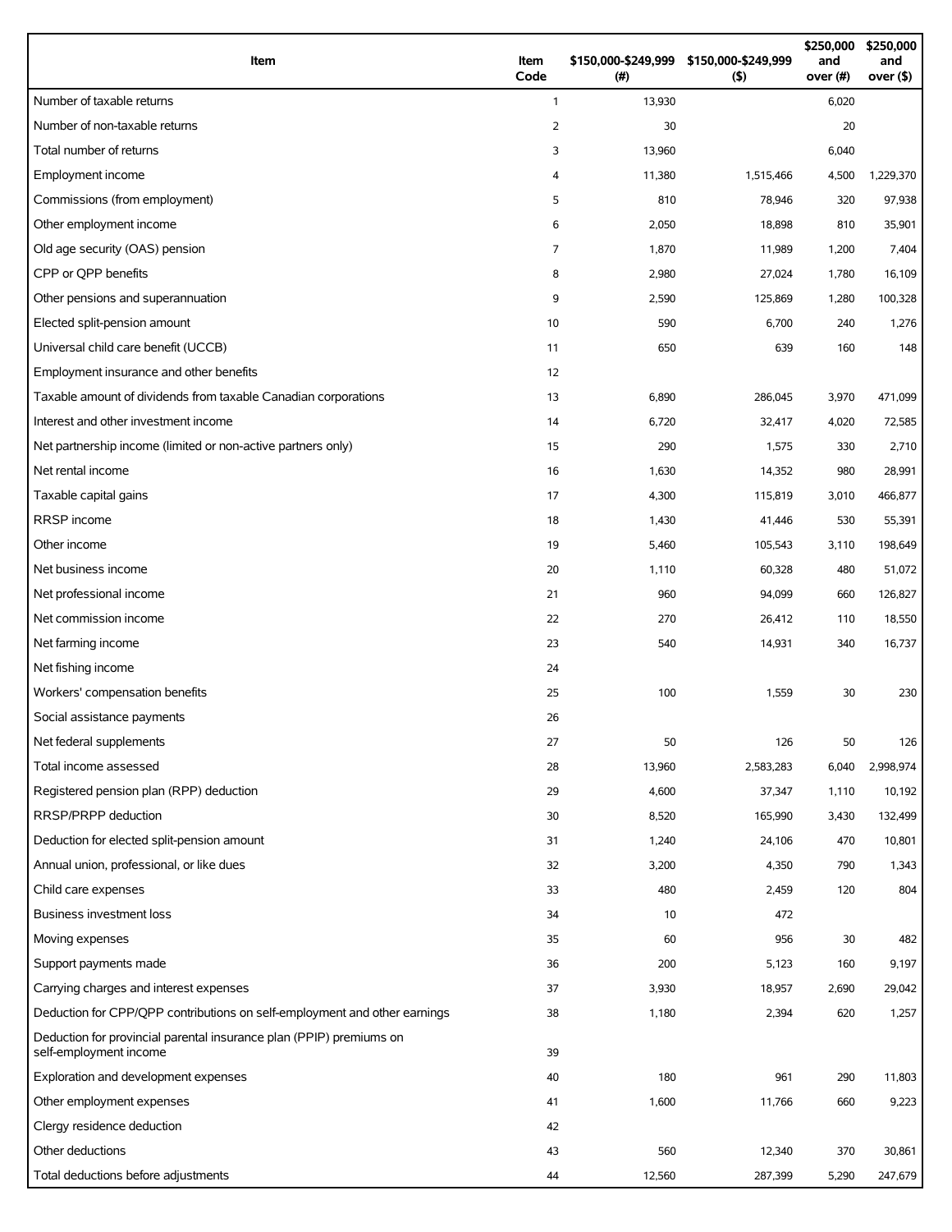| Item | Item Code | $150,000-$249,999 (#) | $150,000-$249,999 ($) | $250,000 and over (#) | $250,000 and over ($) |
|---|---|---|---|---|---|
| Number of taxable returns | 1 | 13,930 | | 6,020 | |
| Number of non-taxable returns | 2 | 30 | | 20 | |
| Total number of returns | 3 | 13,960 | | 6,040 | |
| Employment income | 4 | 11,380 | 1,515,466 | 4,500 | 1,229,370 |
| Commissions (from employment) | 5 | 810 | 78,946 | 320 | 97,938 |
| Other employment income | 6 | 2,050 | 18,898 | 810 | 35,901 |
| Old age security (OAS) pension | 7 | 1,870 | 11,989 | 1,200 | 7,404 |
| CPP or QPP benefits | 8 | 2,980 | 27,024 | 1,780 | 16,109 |
| Other pensions and superannuation | 9 | 2,590 | 125,869 | 1,280 | 100,328 |
| Elected split-pension amount | 10 | 590 | 6,700 | 240 | 1,276 |
| Universal child care benefit (UCCB) | 11 | 650 | 639 | 160 | 148 |
| Employment insurance and other benefits | 12 | | | | |
| Taxable amount of dividends from taxable Canadian corporations | 13 | 6,890 | 286,045 | 3,970 | 471,099 |
| Interest and other investment income | 14 | 6,720 | 32,417 | 4,020 | 72,585 |
| Net partnership income (limited or non-active partners only) | 15 | 290 | 1,575 | 330 | 2,710 |
| Net rental income | 16 | 1,630 | 14,352 | 980 | 28,991 |
| Taxable capital gains | 17 | 4,300 | 115,819 | 3,010 | 466,877 |
| RRSP income | 18 | 1,430 | 41,446 | 530 | 55,391 |
| Other income | 19 | 5,460 | 105,543 | 3,110 | 198,649 |
| Net business income | 20 | 1,110 | 60,328 | 480 | 51,072 |
| Net professional income | 21 | 960 | 94,099 | 660 | 126,827 |
| Net commission income | 22 | 270 | 26,412 | 110 | 18,550 |
| Net farming income | 23 | 540 | 14,931 | 340 | 16,737 |
| Net fishing income | 24 | | | | |
| Workers' compensation benefits | 25 | 100 | 1,559 | 30 | 230 |
| Social assistance payments | 26 | | | | |
| Net federal supplements | 27 | 50 | 126 | 50 | 126 |
| Total income assessed | 28 | 13,960 | 2,583,283 | 6,040 | 2,998,974 |
| Registered pension plan (RPP) deduction | 29 | 4,600 | 37,347 | 1,110 | 10,192 |
| RRSP/PRPP deduction | 30 | 8,520 | 165,990 | 3,430 | 132,499 |
| Deduction for elected split-pension amount | 31 | 1,240 | 24,106 | 470 | 10,801 |
| Annual union, professional, or like dues | 32 | 3,200 | 4,350 | 790 | 1,343 |
| Child care expenses | 33 | 480 | 2,459 | 120 | 804 |
| Business investment loss | 34 | 10 | 472 | | |
| Moving expenses | 35 | 60 | 956 | 30 | 482 |
| Support payments made | 36 | 200 | 5,123 | 160 | 9,197 |
| Carrying charges and interest expenses | 37 | 3,930 | 18,957 | 2,690 | 29,042 |
| Deduction for CPP/QPP contributions on self-employment and other earnings | 38 | 1,180 | 2,394 | 620 | 1,257 |
| Deduction for provincial parental insurance plan (PPIP) premiums on self-employment income | 39 | | | | |
| Exploration and development expenses | 40 | 180 | 961 | 290 | 11,803 |
| Other employment expenses | 41 | 1,600 | 11,766 | 660 | 9,223 |
| Clergy residence deduction | 42 | | | | |
| Other deductions | 43 | 560 | 12,340 | 370 | 30,861 |
| Total deductions before adjustments | 44 | 12,560 | 287,399 | 5,290 | 247,679 |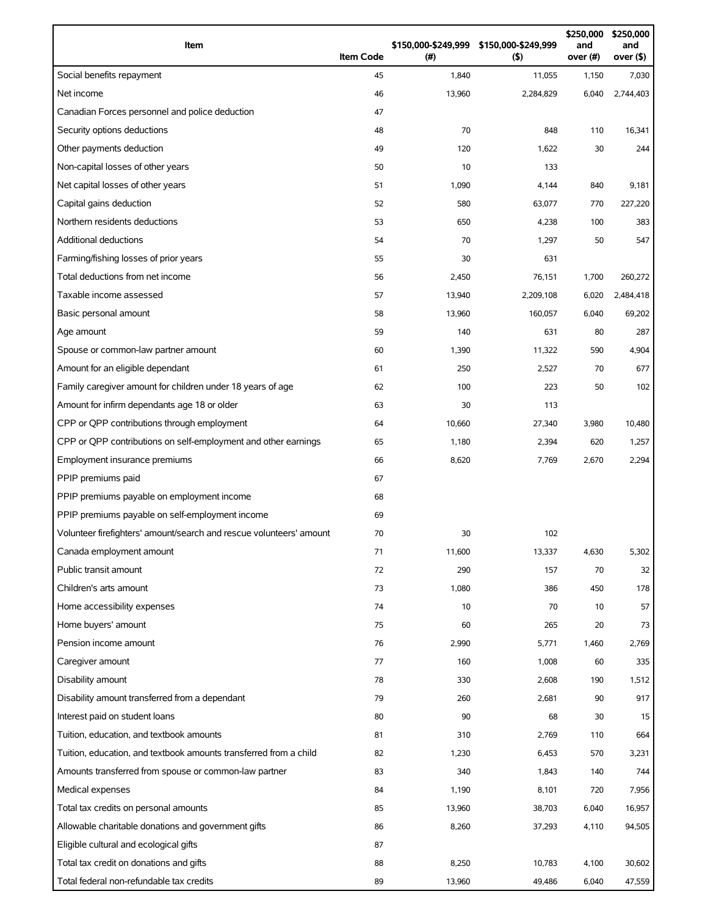| Item | Item Code | $150,000-$249,999 (#) | $150,000-$249,999 ($) | $250,000 and over (#) | $250,000 and over ($) |
|---|---|---|---|---|---|
| Social benefits repayment | 45 | 1,840 | 11,055 | 1,150 | 7,030 |
| Net income | 46 | 13,960 | 2,284,829 | 6,040 | 2,744,403 |
| Canadian Forces personnel and police deduction | 47 | | | | |
| Security options deductions | 48 | 70 | 848 | 110 | 16,341 |
| Other payments deduction | 49 | 120 | 1,622 | 30 | 244 |
| Non-capital losses of other years | 50 | 10 | 133 | | |
| Net capital losses of other years | 51 | 1,090 | 4,144 | 840 | 9,181 |
| Capital gains deduction | 52 | 580 | 63,077 | 770 | 227,220 |
| Northern residents deductions | 53 | 650 | 4,238 | 100 | 383 |
| Additional deductions | 54 | 70 | 1,297 | 50 | 547 |
| Farming/fishing losses of prior years | 55 | 30 | 631 | | |
| Total deductions from net income | 56 | 2,450 | 76,151 | 1,700 | 260,272 |
| Taxable income assessed | 57 | 13,940 | 2,209,108 | 6,020 | 2,484,418 |
| Basic personal amount | 58 | 13,960 | 160,057 | 6,040 | 69,202 |
| Age amount | 59 | 140 | 631 | 80 | 287 |
| Spouse or common-law partner amount | 60 | 1,390 | 11,322 | 590 | 4,904 |
| Amount for an eligible dependant | 61 | 250 | 2,527 | 70 | 677 |
| Family caregiver amount for children under 18 years of age | 62 | 100 | 223 | 50 | 102 |
| Amount for infirm dependants age 18 or older | 63 | 30 | 113 | | |
| CPP or QPP contributions through employment | 64 | 10,660 | 27,340 | 3,980 | 10,480 |
| CPP or QPP contributions on self-employment and other earnings | 65 | 1,180 | 2,394 | 620 | 1,257 |
| Employment insurance premiums | 66 | 8,620 | 7,769 | 2,670 | 2,294 |
| PPIP premiums paid | 67 | | | | |
| PPIP premiums payable on employment income | 68 | | | | |
| PPIP premiums payable on self-employment income | 69 | | | | |
| Volunteer firefighters' amount/search and rescue volunteers' amount | 70 | 30 | 102 | | |
| Canada employment amount | 71 | 11,600 | 13,337 | 4,630 | 5,302 |
| Public transit amount | 72 | 290 | 157 | 70 | 32 |
| Children's arts amount | 73 | 1,080 | 386 | 450 | 178 |
| Home accessibility expenses | 74 | 10 | 70 | 10 | 57 |
| Home buyers' amount | 75 | 60 | 265 | 20 | 73 |
| Pension income amount | 76 | 2,990 | 5,771 | 1,460 | 2,769 |
| Caregiver amount | 77 | 160 | 1,008 | 60 | 335 |
| Disability amount | 78 | 330 | 2,608 | 190 | 1,512 |
| Disability amount transferred from a dependant | 79 | 260 | 2,681 | 90 | 917 |
| Interest paid on student loans | 80 | 90 | 68 | 30 | 15 |
| Tuition, education, and textbook amounts | 81 | 310 | 2,769 | 110 | 664 |
| Tuition, education, and textbook amounts transferred from a child | 82 | 1,230 | 6,453 | 570 | 3,231 |
| Amounts transferred from spouse or common-law partner | 83 | 340 | 1,843 | 140 | 744 |
| Medical expenses | 84 | 1,190 | 8,101 | 720 | 7,956 |
| Total tax credits on personal amounts | 85 | 13,960 | 38,703 | 6,040 | 16,957 |
| Allowable charitable donations and government gifts | 86 | 8,260 | 37,293 | 4,110 | 94,505 |
| Eligible cultural and ecological gifts | 87 | | | | |
| Total tax credit on donations and gifts | 88 | 8,250 | 10,783 | 4,100 | 30,602 |
| Total federal non-refundable tax credits | 89 | 13,960 | 49,486 | 6,040 | 47,559 |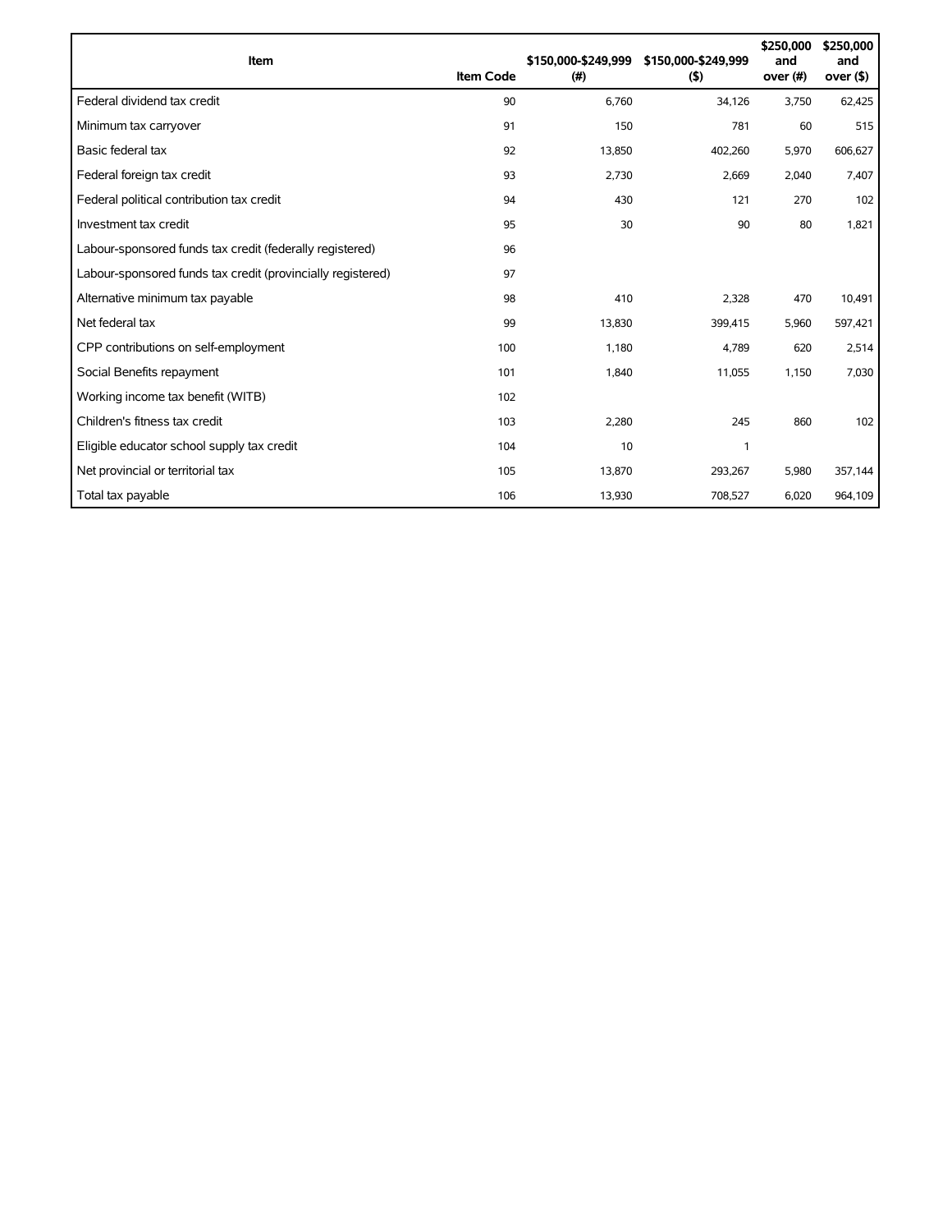| Item | Item Code | \$150,000-\$249,999 (#) | \$150,000-\$249,999 (\$) | \$250,000 and over (#) | \$250,000 and over (\$) |
|---|---|---|---|---|---|
| Federal dividend tax credit | 90 | 6,760 | 34,126 | 3,750 | 62,425 |
| Minimum tax carryover | 91 | 150 | 781 | 60 | 515 |
| Basic federal tax | 92 | 13,850 | 402,260 | 5,970 | 606,627 |
| Federal foreign tax credit | 93 | 2,730 | 2,669 | 2,040 | 7,407 |
| Federal political contribution tax credit | 94 | 430 | 121 | 270 | 102 |
| Investment tax credit | 95 | 30 | 90 | 80 | 1,821 |
| Labour-sponsored funds tax credit (federally registered) | 96 | | | | |
| Labour-sponsored funds tax credit (provincially registered) | 97 | | | | |
| Alternative minimum tax payable | 98 | 410 | 2,328 | 470 | 10,491 |
| Net federal tax | 99 | 13,830 | 399,415 | 5,960 | 597,421 |
| CPP contributions on self-employment | 100 | 1,180 | 4,789 | 620 | 2,514 |
| Social Benefits repayment | 101 | 1,840 | 11,055 | 1,150 | 7,030 |
| Working income tax benefit (WITB) | 102 | | | | |
| Children's fitness tax credit | 103 | 2,280 | 245 | 860 | 102 |
| Eligible educator school supply tax credit | 104 | 10 | 1 | | |
| Net provincial or territorial tax | 105 | 13,870 | 293,267 | 5,980 | 357,144 |
| Total tax payable | 106 | 13,930 | 708,527 | 6,020 | 964,109 |